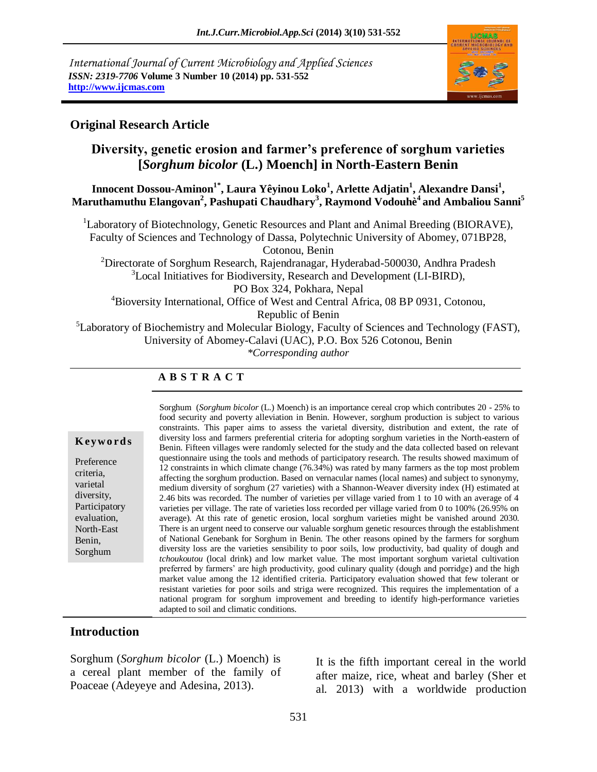*International Journal of Current Microbiology and Applied Sciences*
***ISSN: 2319-7706*** **Volume 3 Number 10 (2014) pp. 531-552**
**http://www.ijcmas.com**

## Original Research Article

# Diversity, genetic erosion and farmer's preference of sorghum varieties [*Sorghum bicolor* (L.) Moench] in North-Eastern Benin

**Innocent Dossou-Aminon[1*], Laura Yêyinou Loko[1], Arlette Adjatin[1], Alexandre Dansi[1], Maruthamuthu Elangovan[2], Pashupati Chaudhary[3], Raymond Vodouhè[4] and Ambaliou Sanni[5]**

[1]Laboratory of Biotechnology, Genetic Resources and Plant and Animal Breeding (BIORAVE), Faculty of Sciences and Technology of Dassa, Polytechnic University of Abomey, 071BP28, Cotonou, Benin

[2]Directorate of Sorghum Research, Rajendranagar, Hyderabad-500030, Andhra Pradesh

[3]Local Initiatives for Biodiversity, Research and Development (LI-BIRD), PO Box 324, Pokhara, Nepal

[4]Bioversity International, Office of West and Central Africa, 08 BP 0931, Cotonou, Republic of Benin

[5]Laboratory of Biochemistry and Molecular Biology, Faculty of Sciences and Technology (FAST), University of Abomey-Calavi (UAC), P.O. Box 526 Cotonou, Benin

*\*Corresponding author*

## ABSTRACT

**Keywords**

Preference criteria, varietal diversity, Participatory evaluation, North-East Benin, Sorghum

Sorghum (*Sorghum bicolor* (L.) Moench) is an importance cereal crop which contributes 20 - 25% to food security and poverty alleviation in Benin. However, sorghum production is subject to various constraints. This paper aims to assess the varietal diversity, distribution and extent, the rate of diversity loss and farmers preferential criteria for adopting sorghum varieties in the North-eastern of Benin. Fifteen villages were randomly selected for the study and the data collected based on relevant questionnaire using the tools and methods of participatory research. The results showed maximum of 12 constraints in which climate change (76.34%) was rated by many farmers as the top most problem affecting the sorghum production. Based on vernacular names (local names) and subject to synonymy, medium diversity of sorghum (27 varieties) with a Shannon-Weaver diversity index (H) estimated at 2.46 bits was recorded. The number of varieties per village varied from 1 to 10 with an average of 4 varieties per village. The rate of varieties loss recorded per village varied from 0 to 100% (26.95% on average). At this rate of genetic erosion, local sorghum varieties might be vanished around 2030. There is an urgent need to conserve our valuable sorghum genetic resources through the establishment of National Genebank for Sorghum in Benin. The other reasons opined by the farmers for sorghum diversity loss are the varieties sensibility to poor soils, low productivity, bad quality of dough and *tchoukoutou* (local drink) and low market value. The most important sorghum varietal cultivation preferred by farmers' are high productivity, good culinary quality (dough and porridge) and the high market value among the 12 identified criteria. Participatory evaluation showed that few tolerant or resistant varieties for poor soils and striga were recognized. This requires the implementation of a national program for sorghum improvement and breeding to identify high-performance varieties adapted to soil and climatic conditions.

## Introduction

Sorghum (*Sorghum bicolor* (L.) Moench) is a cereal plant member of the family of Poaceae (Adeyeye and Adesina, 2013).

It is the fifth important cereal in the world after maize, rice, wheat and barley (Sher et al. 2013) with a worldwide production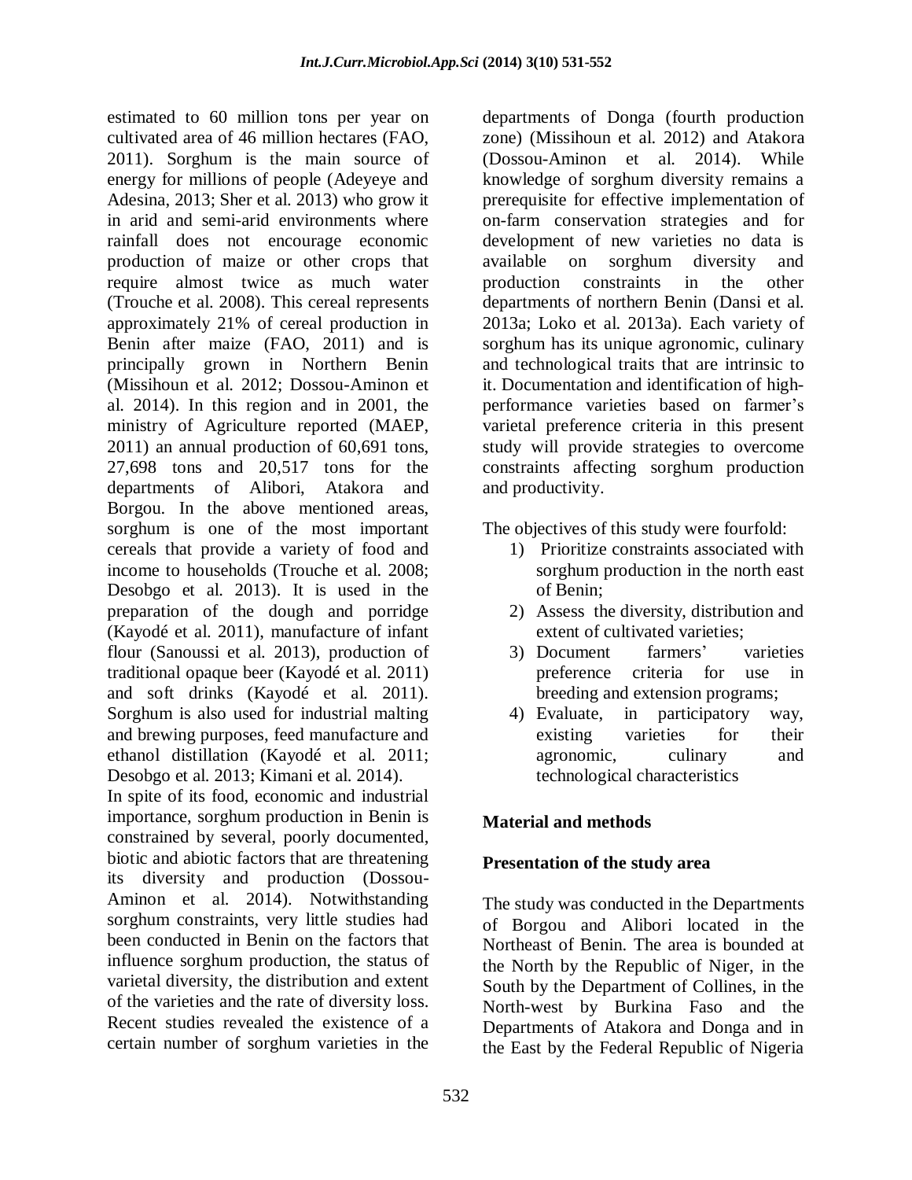estimated to 60 million tons per year on cultivated area of 46 million hectares (FAO, 2011). Sorghum is the main source of energy for millions of people (Adeyeye and Adesina, 2013; Sher et al. 2013) who grow it in arid and semi-arid environments where rainfall does not encourage economic production of maize or other crops that require almost twice as much water (Trouche et al. 2008). This cereal represents approximately 21% of cereal production in Benin after maize (FAO, 2011) and is principally grown in Northern Benin (Missihoun et al. 2012; Dossou-Aminon et al. 2014). In this region and in 2001, the ministry of Agriculture reported (MAEP, 2011) an annual production of 60,691 tons, 27,698 tons and 20,517 tons for the departments of Alibori, Atakora and Borgou. In the above mentioned areas, sorghum is one of the most important cereals that provide a variety of food and income to households (Trouche et al. 2008; Desobgo et al. 2013). It is used in the preparation of the dough and porridge (Kayodé et al. 2011), manufacture of infant flour (Sanoussi et al. 2013), production of traditional opaque beer (Kayodé et al. 2011) and soft drinks (Kayodé et al. 2011). Sorghum is also used for industrial malting and brewing purposes, feed manufacture and ethanol distillation (Kayodé et al. 2011; Desobgo et al. 2013; Kimani et al. 2014).

In spite of its food, economic and industrial importance, sorghum production in Benin is constrained by several, poorly documented, biotic and abiotic factors that are threatening its diversity and production (Dossou-Aminon et al. 2014). Notwithstanding sorghum constraints, very little studies had been conducted in Benin on the factors that influence sorghum production, the status of varietal diversity, the distribution and extent of the varieties and the rate of diversity loss. Recent studies revealed the existence of a certain number of sorghum varieties in the departments of Donga (fourth production zone) (Missihoun et al. 2012) and Atakora (Dossou-Aminon et al. 2014). While knowledge of sorghum diversity remains a prerequisite for effective implementation of on-farm conservation strategies and for development of new varieties no data is available on sorghum diversity and production constraints in the other departments of northern Benin (Dansi et al. 2013a; Loko et al. 2013a). Each variety of sorghum has its unique agronomic, culinary and technological traits that are intrinsic to it. Documentation and identification of high-performance varieties based on farmer's varietal preference criteria in this present study will provide strategies to overcome constraints affecting sorghum production and productivity.

The objectives of this study were fourfold:

1) Prioritize constraints associated with sorghum production in the north east of Benin;
2) Assess the diversity, distribution and extent of cultivated varieties;
3) Document farmers' varieties preference criteria for use in breeding and extension programs;
4) Evaluate, in participatory way, existing varieties for their agronomic, culinary and technological characteristics

## Material and methods

### Presentation of the study area

The study was conducted in the Departments of Borgou and Alibori located in the Northeast of Benin. The area is bounded at the North by the Republic of Niger, in the South by the Department of Collines, in the North-west by Burkina Faso and the Departments of Atakora and Donga and in the East by the Federal Republic of Nigeria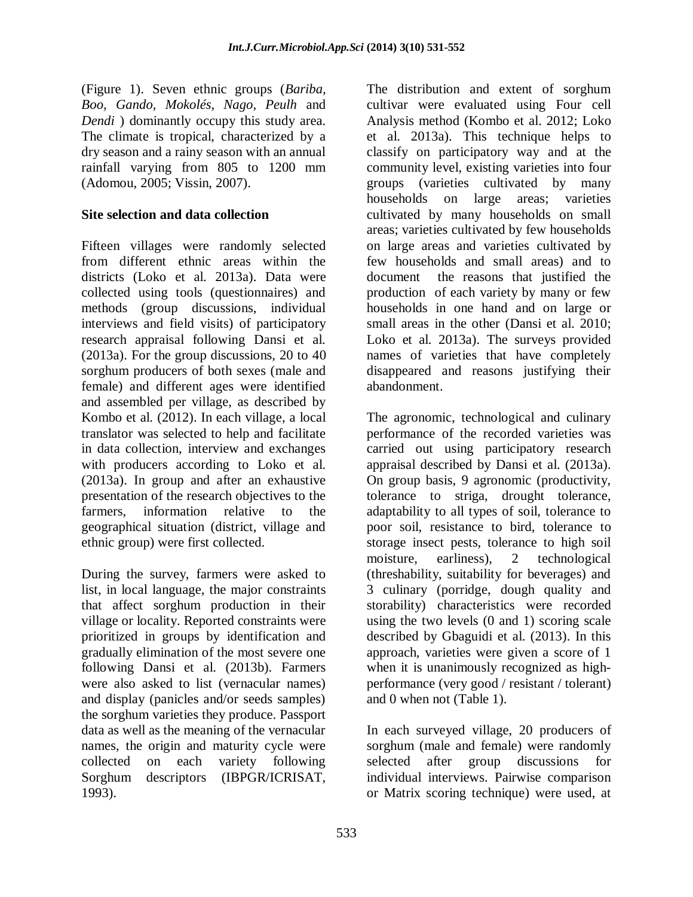(Figure 1). Seven ethnic groups (*Bariba, Boo, Gando, Mokolés, Nago, Peulh* and *Dendi* ) dominantly occupy this study area. The climate is tropical, characterized by a dry season and a rainy season with an annual rainfall varying from 805 to 1200 mm (Adomou, 2005; Vissin, 2007).

### Site selection and data collection

Fifteen villages were randomly selected from different ethnic areas within the districts (Loko et al. 2013a). Data were collected using tools (questionnaires) and methods (group discussions, individual interviews and field visits) of participatory research appraisal following Dansi et al. (2013a). For the group discussions, 20 to 40 sorghum producers of both sexes (male and female) and different ages were identified and assembled per village, as described by Kombo et al. (2012). In each village, a local translator was selected to help and facilitate in data collection, interview and exchanges with producers according to Loko et al. (2013a). In group and after an exhaustive presentation of the research objectives to the farmers, information relative to the geographical situation (district, village and ethnic group) were first collected.

During the survey, farmers were asked to list, in local language, the major constraints that affect sorghum production in their village or locality. Reported constraints were prioritized in groups by identification and gradually elimination of the most severe one following Dansi et al. (2013b). Farmers were also asked to list (vernacular names) and display (panicles and/or seeds samples) the sorghum varieties they produce. Passport data as well as the meaning of the vernacular names, the origin and maturity cycle were collected on each variety following Sorghum descriptors (IBPGR/ICRISAT, 1993).

The distribution and extent of sorghum cultivar were evaluated using Four cell Analysis method (Kombo et al. 2012; Loko et al. 2013a). This technique helps to classify on participatory way and at the community level, existing varieties into four groups (varieties cultivated by many households on large areas; varieties cultivated by many households on small areas; varieties cultivated by few households on large areas and varieties cultivated by few households and small areas) and to document the reasons that justified the production of each variety by many or few households in one hand and on large or small areas in the other (Dansi et al. 2010; Loko et al. 2013a). The surveys provided names of varieties that have completely disappeared and reasons justifying their abandonment.

The agronomic, technological and culinary performance of the recorded varieties was carried out using participatory research appraisal described by Dansi et al. (2013a). On group basis, 9 agronomic (productivity, tolerance to striga, drought tolerance, adaptability to all types of soil, tolerance to poor soil, resistance to bird, tolerance to storage insect pests, tolerance to high soil moisture, earliness), 2 technological (threshability, suitability for beverages) and 3 culinary (porridge, dough quality and storability) characteristics were recorded using the two levels (0 and 1) scoring scale described by Gbaguidi et al. (2013). In this approach, varieties were given a score of 1 when it is unanimously recognized as high-performance (very good / resistant / tolerant) and 0 when not (Table 1).

In each surveyed village, 20 producers of sorghum (male and female) were randomly selected after group discussions for individual interviews. Pairwise comparison or Matrix scoring technique) were used, at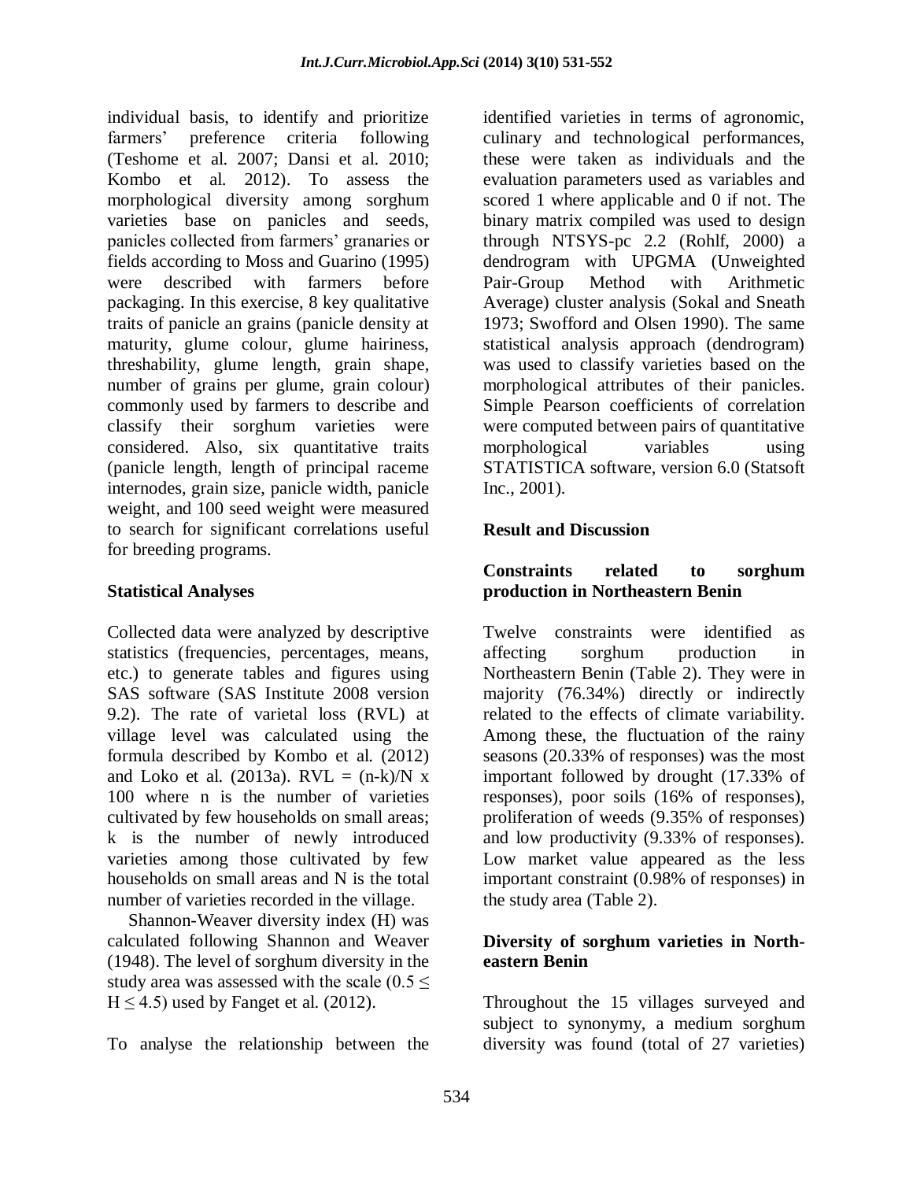individual basis, to identify and prioritize farmers' preference criteria following (Teshome et al. 2007; Dansi et al. 2010; Kombo et al. 2012). To assess the morphological diversity among sorghum varieties base on panicles and seeds, panicles collected from farmers' granaries or fields according to Moss and Guarino (1995) were described with farmers before packaging. In this exercise, 8 key qualitative traits of panicle an grains (panicle density at maturity, glume colour, glume hairiness, threshability, glume length, grain shape, number of grains per glume, grain colour) commonly used by farmers to describe and classify their sorghum varieties were considered. Also, six quantitative traits (panicle length, length of principal raceme internodes, grain size, panicle width, panicle weight, and 100 seed weight were measured to search for significant correlations useful for breeding programs.

## Statistical Analyses

Collected data were analyzed by descriptive statistics (frequencies, percentages, means, etc.) to generate tables and figures using SAS software (SAS Institute 2008 version 9.2). The rate of varietal loss (RVL) at village level was calculated using the formula described by Kombo et al. (2012) and Loko et al. (2013a). $RVL = (n-k)/N \times 100$ where n is the number of varieties cultivated by few households on small areas; k is the number of newly introduced varieties among those cultivated by few households on small areas and N is the total number of varieties recorded in the village.

Shannon-Weaver diversity index (H) was calculated following Shannon and Weaver (1948). The level of sorghum diversity in the study area was assessed with the scale ($0.5 \leq H \leq 4.5$) used by Fanget et al. (2012).

To analyse the relationship between the identified varieties in terms of agronomic, culinary and technological performances, these were taken as individuals and the evaluation parameters used as variables and scored 1 where applicable and 0 if not. The binary matrix compiled was used to design through NTSYS-pc 2.2 (Rohlf, 2000) a dendrogram with UPGMA (Unweighted Pair-Group Method with Arithmetic Average) cluster analysis (Sokal and Sneath 1973; Swofford and Olsen 1990). The same statistical analysis approach (dendrogram) was used to classify varieties based on the morphological attributes of their panicles. Simple Pearson coefficients of correlation were computed between pairs of quantitative morphological variables using STATISTICA software, version 6.0 (Statsoft Inc., 2001).

## Result and Discussion

### Constraints related to sorghum production in Northeastern Benin

Twelve constraints were identified as affecting sorghum production in Northeastern Benin (Table 2). They were in majority (76.34%) directly or indirectly related to the effects of climate variability. Among these, the fluctuation of the rainy seasons (20.33% of responses) was the most important followed by drought (17.33% of responses), poor soils (16% of responses), proliferation of weeds (9.35% of responses) and low productivity (9.33% of responses). Low market value appeared as the less important constraint (0.98% of responses) in the study area (Table 2).

### Diversity of sorghum varieties in North-eastern Benin

Throughout the 15 villages surveyed and subject to synonymy, a medium sorghum diversity was found (total of 27 varieties)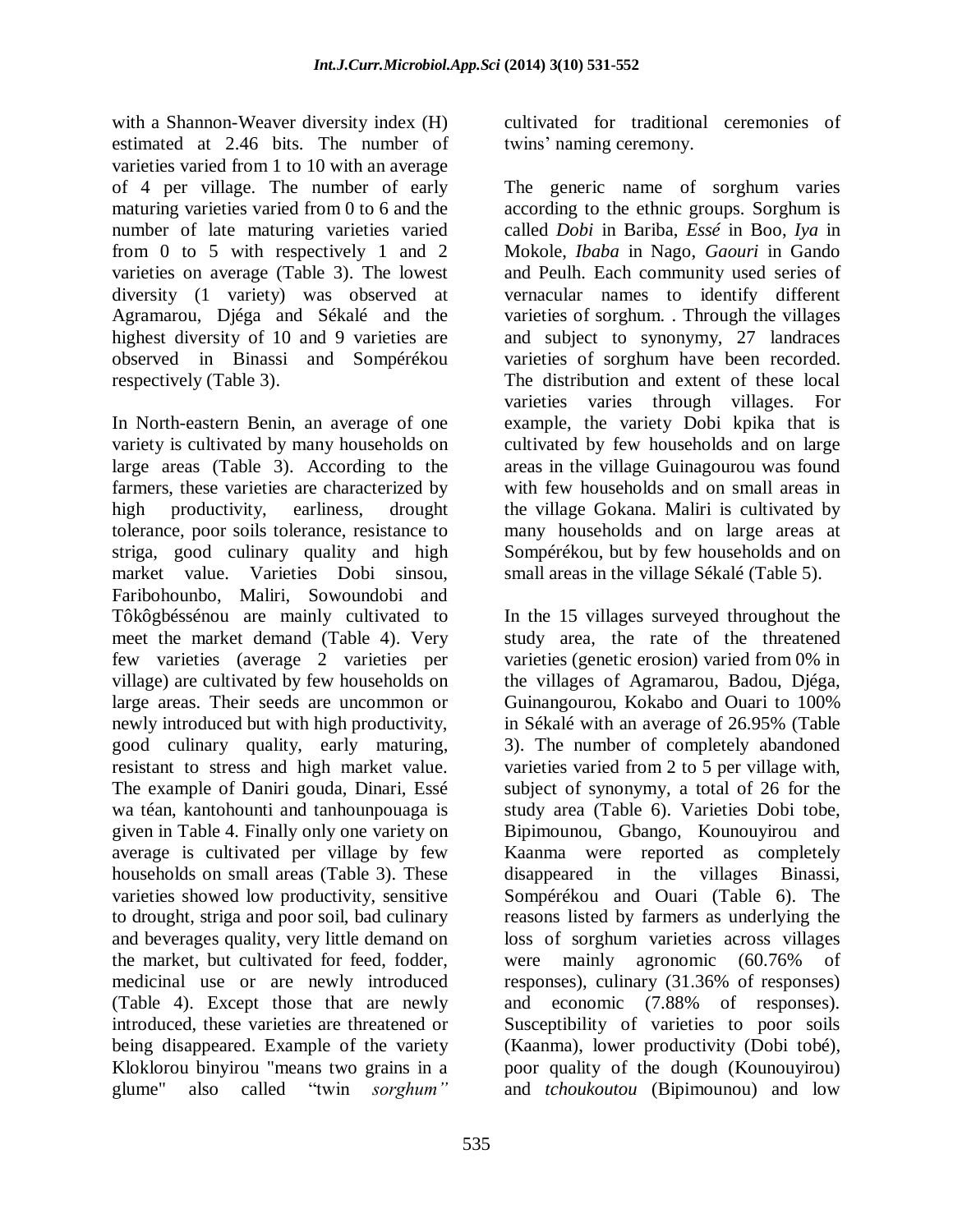with a Shannon-Weaver diversity index (H) estimated at 2.46 bits. The number of varieties varied from 1 to 10 with an average of 4 per village. The number of early maturing varieties varied from 0 to 6 and the number of late maturing varieties varied from 0 to 5 with respectively 1 and 2 varieties on average (Table 3). The lowest diversity (1 variety) was observed at Agramarou, Djéga and Sékalé and the highest diversity of 10 and 9 varieties are observed in Binassi and Sompérékou respectively (Table 3).

In North-eastern Benin, an average of one variety is cultivated by many households on large areas (Table 3). According to the farmers, these varieties are characterized by high productivity, earliness, drought tolerance, poor soils tolerance, resistance to striga, good culinary quality and high market value. Varieties Dobi sinsou, Faribohounbo, Maliri, Sowoundobi and Tôkôgbéssénou are mainly cultivated to meet the market demand (Table 4). Very few varieties (average 2 varieties per village) are cultivated by few households on large areas. Their seeds are uncommon or newly introduced but with high productivity, good culinary quality, early maturing, resistant to stress and high market value. The example of Daniri gouda, Dinari, Essé wa téan, kantohounti and tanhounpouaga is given in Table 4. Finally only one variety on average is cultivated per village by few households on small areas (Table 3). These varieties showed low productivity, sensitive to drought, striga and poor soil, bad culinary and beverages quality, very little demand on the market, but cultivated for feed, fodder, medicinal use or are newly introduced (Table 4). Except those that are newly introduced, these varieties are threatened or being disappeared. Example of the variety Kloklorou binyirou "means two grains in a glume" also called "twin *sorghum"* cultivated for traditional ceremonies of twins' naming ceremony.

The generic name of sorghum varies according to the ethnic groups. Sorghum is called *Dobi* in Bariba, *Essé* in Boo, *Iya* in Mokole, *Ibaba* in Nago, *Gaouri* in Gando and Peulh. Each community used series of vernacular names to identify different varieties of sorghum. . Through the villages and subject to synonymy, 27 landraces varieties of sorghum have been recorded. The distribution and extent of these local varieties varies through villages. For example, the variety Dobi kpika that is cultivated by few households and on large areas in the village Guinagourou was found with few households and on small areas in the village Gokana. Maliri is cultivated by many households and on large areas at Sompérékou, but by few households and on small areas in the village Sékalé (Table 5).

In the 15 villages surveyed throughout the study area, the rate of the threatened varieties (genetic erosion) varied from 0% in the villages of Agramarou, Badou, Djéga, Guinangourou, Kokabo and Ouari to 100% in Sékalé with an average of 26.95% (Table 3). The number of completely abandoned varieties varied from 2 to 5 per village with, subject of synonymy, a total of 26 for the study area (Table 6). Varieties Dobi tobe, Bipimounou, Gbango, Kounouyirou and Kaanma were reported as completely disappeared in the villages Binassi, Sompérékou and Ouari (Table 6). The reasons listed by farmers as underlying the loss of sorghum varieties across villages were mainly agronomic (60.76% of responses), culinary (31.36% of responses) and economic (7.88% of responses). Susceptibility of varieties to poor soils (Kaanma), lower productivity (Dobi tobé), poor quality of the dough (Kounouyirou) and *tchoukoutou* (Bipimounou) and low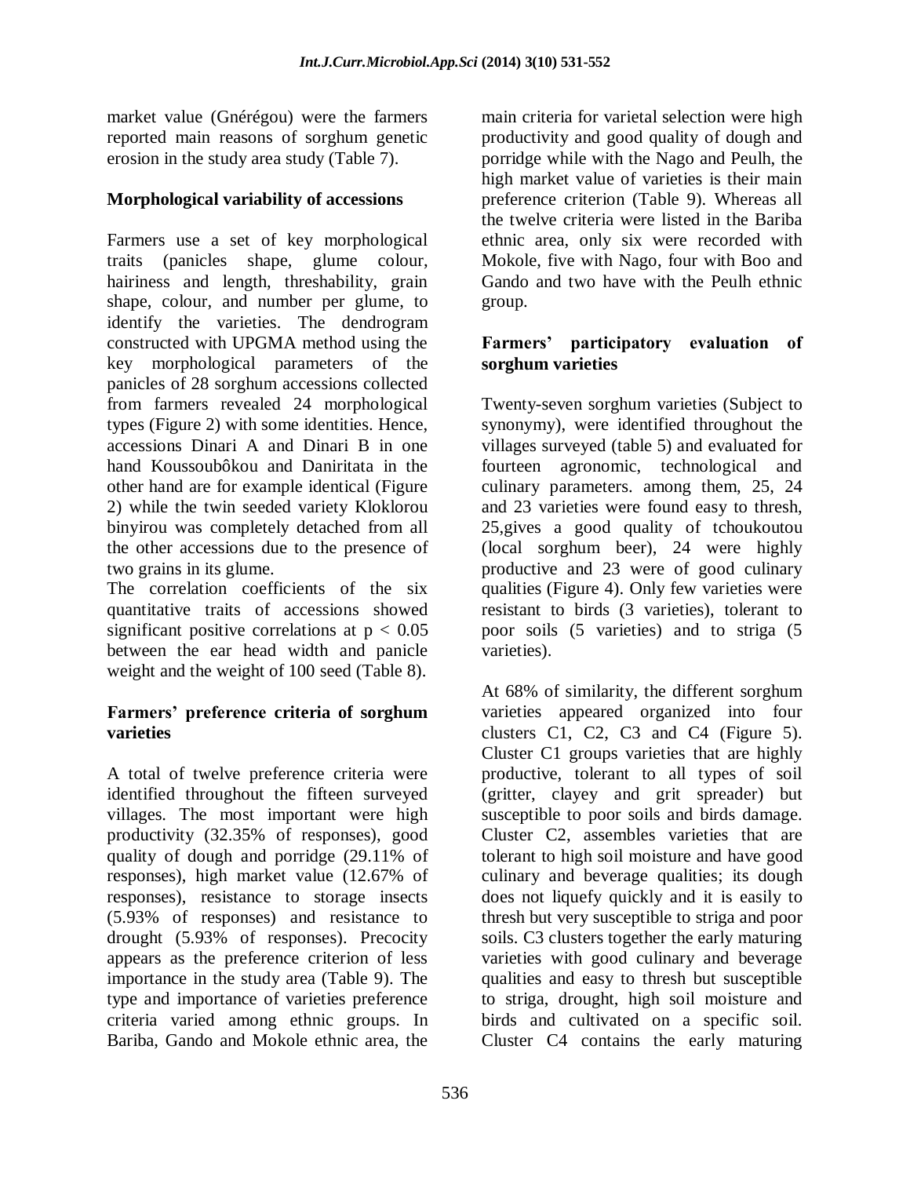market value (Gnérégou) were the farmers reported main reasons of sorghum genetic erosion in the study area study (Table 7).

## Morphological variability of accessions

Farmers use a set of key morphological traits (panicles shape, glume colour, hairiness and length, threshability, grain shape, colour, and number per glume, to identify the varieties. The dendrogram constructed with UPGMA method using the key morphological parameters of the panicles of 28 sorghum accessions collected from farmers revealed 24 morphological types (Figure 2) with some identities. Hence, accessions Dinari A and Dinari B in one hand Koussoubôkou and Daniritata in the other hand are for example identical (Figure 2) while the twin seeded variety Kloklorou binyirou was completely detached from all the other accessions due to the presence of two grains in its glume.

The correlation coefficients of the six quantitative traits of accessions showed significant positive correlations at $p < 0.05$ between the ear head width and panicle weight and the weight of 100 seed (Table 8).

## Farmers' preference criteria of sorghum varieties

A total of twelve preference criteria were identified throughout the fifteen surveyed villages. The most important were high productivity (32.35% of responses), good quality of dough and porridge (29.11% of responses), high market value (12.67% of responses), resistance to storage insects (5.93% of responses) and resistance to drought (5.93% of responses). Precocity appears as the preference criterion of less importance in the study area (Table 9). The type and importance of varieties preference criteria varied among ethnic groups. In Bariba, Gando and Mokole ethnic area, the main criteria for varietal selection were high productivity and good quality of dough and porridge while with the Nago and Peulh, the high market value of varieties is their main preference criterion (Table 9). Whereas all the twelve criteria were listed in the Bariba ethnic area, only six were recorded with Mokole, five with Nago, four with Boo and Gando and two have with the Peulh ethnic group.

## Farmers' participatory evaluation of sorghum varieties

Twenty-seven sorghum varieties (Subject to synonymy), were identified throughout the villages surveyed (table 5) and evaluated for fourteen agronomic, technological and culinary parameters. among them, 25, 24 and 23 varieties were found easy to thresh, 25,gives a good quality of tchoukoutou (local sorghum beer), 24 were highly productive and 23 were of good culinary qualities (Figure 4). Only few varieties were resistant to birds (3 varieties), tolerant to poor soils (5 varieties) and to striga (5 varieties).

At 68% of similarity, the different sorghum varieties appeared organized into four clusters C1, C2, C3 and C4 (Figure 5). Cluster C1 groups varieties that are highly productive, tolerant to all types of soil (gritter, clayey and grit spreader) but susceptible to poor soils and birds damage. Cluster C2, assembles varieties that are tolerant to high soil moisture and have good culinary and beverage qualities; its dough does not liquefy quickly and it is easily to thresh but very susceptible to striga and poor soils. C3 clusters together the early maturing varieties with good culinary and beverage qualities and easy to thresh but susceptible to striga, drought, high soil moisture and birds and cultivated on a specific soil. Cluster C4 contains the early maturing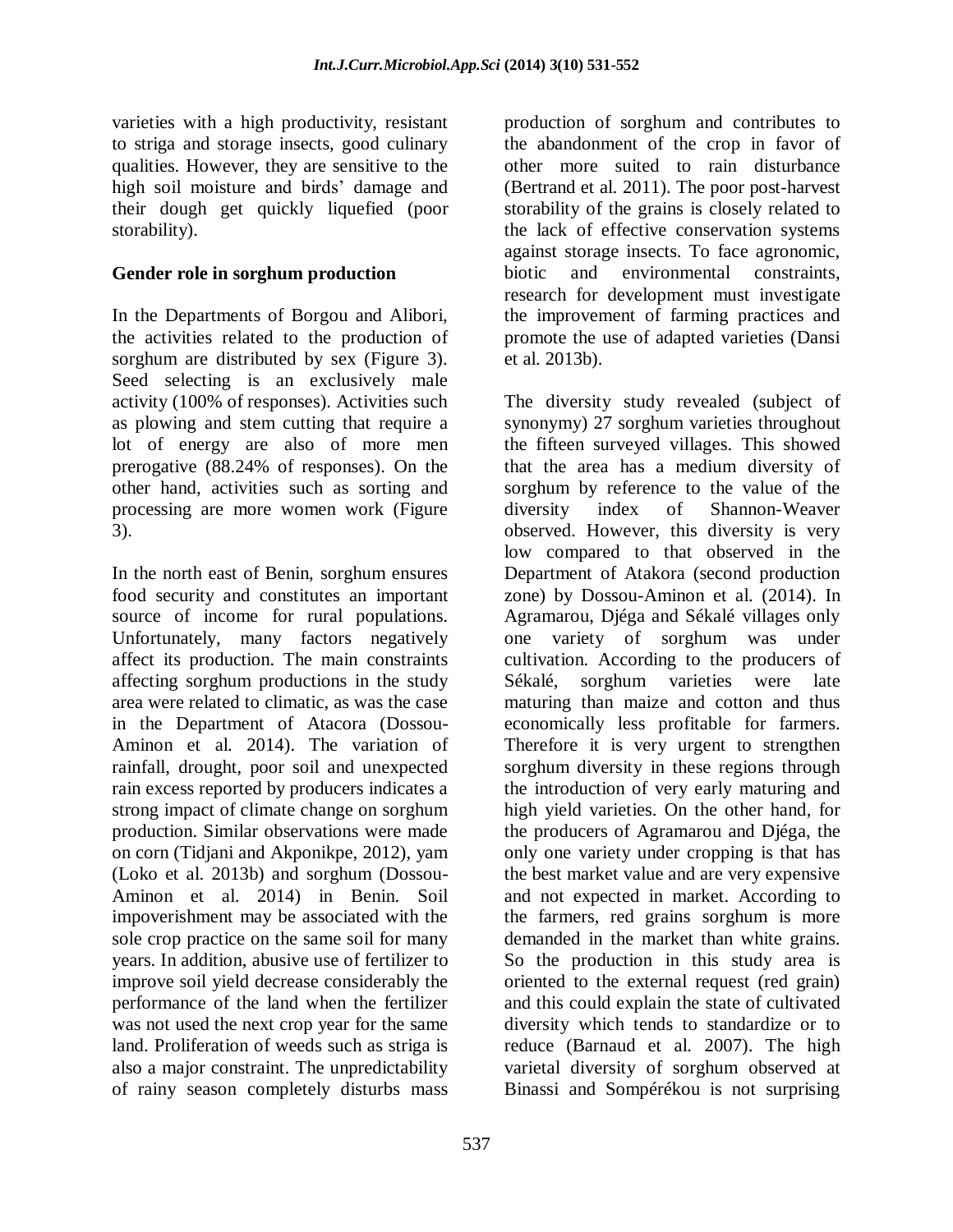varieties with a high productivity, resistant to striga and storage insects, good culinary qualities. However, they are sensitive to the high soil moisture and birds' damage and their dough get quickly liquefied (poor storability).

## Gender role in sorghum production

In the Departments of Borgou and Alibori, the activities related to the production of sorghum are distributed by sex (Figure 3). Seed selecting is an exclusively male activity (100% of responses). Activities such as plowing and stem cutting that require a lot of energy are also of more men prerogative (88.24% of responses). On the other hand, activities such as sorting and processing are more women work (Figure 3).

In the north east of Benin, sorghum ensures food security and constitutes an important source of income for rural populations. Unfortunately, many factors negatively affect its production. The main constraints affecting sorghum productions in the study area were related to climatic, as was the case in the Department of Atacora (Dossou-Aminon et al. 2014). The variation of rainfall, drought, poor soil and unexpected rain excess reported by producers indicates a strong impact of climate change on sorghum production. Similar observations were made on corn (Tidjani and Akponikpe, 2012), yam (Loko et al. 2013b) and sorghum (Dossou-Aminon et al. 2014) in Benin. Soil impoverishment may be associated with the sole crop practice on the same soil for many years. In addition, abusive use of fertilizer to improve soil yield decrease considerably the performance of the land when the fertilizer was not used the next crop year for the same land. Proliferation of weeds such as striga is also a major constraint. The unpredictability of rainy season completely disturbs mass production of sorghum and contributes to the abandonment of the crop in favor of other more suited to rain disturbance (Bertrand et al. 2011). The poor post-harvest storability of the grains is closely related to the lack of effective conservation systems against storage insects. To face agronomic, biotic and environmental constraints, research for development must investigate the improvement of farming practices and promote the use of adapted varieties (Dansi et al. 2013b).

The diversity study revealed (subject of synonymy) 27 sorghum varieties throughout the fifteen surveyed villages. This showed that the area has a medium diversity of sorghum by reference to the value of the diversity index of Shannon-Weaver observed. However, this diversity is very low compared to that observed in the Department of Atakora (second production zone) by Dossou-Aminon et al. (2014). In Agramarou, Djéga and Sékalé villages only one variety of sorghum was under cultivation. According to the producers of Sékalé, sorghum varieties were late maturing than maize and cotton and thus economically less profitable for farmers. Therefore it is very urgent to strengthen sorghum diversity in these regions through the introduction of very early maturing and high yield varieties. On the other hand, for the producers of Agramarou and Djéga, the only one variety under cropping is that has the best market value and are very expensive and not expected in market. According to the farmers, red grains sorghum is more demanded in the market than white grains. So the production in this study area is oriented to the external request (red grain) and this could explain the state of cultivated diversity which tends to standardize or to reduce (Barnaud et al. 2007). The high varietal diversity of sorghum observed at Binassi and Sompérékou is not surprising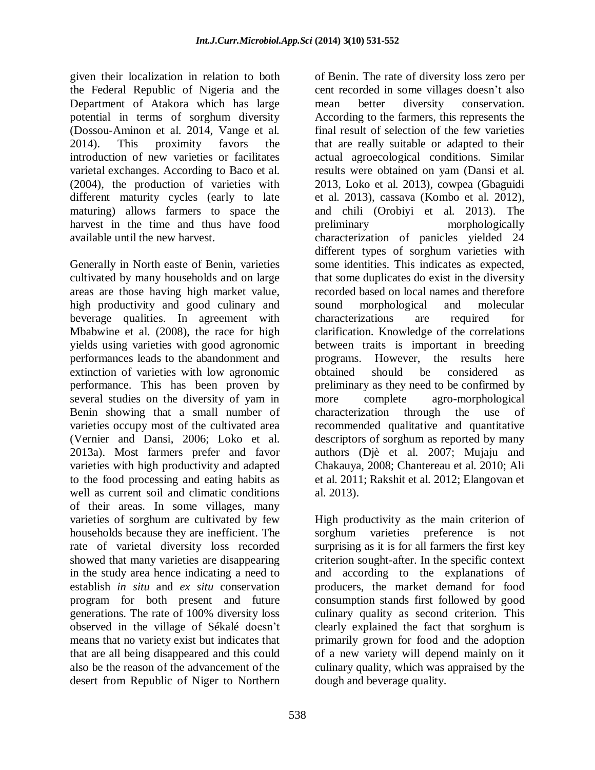given their localization in relation to both the Federal Republic of Nigeria and the Department of Atakora which has large potential in terms of sorghum diversity (Dossou-Aminon et al. 2014, Vange et al. 2014). This proximity favors the introduction of new varieties or facilitates varietal exchanges. According to Baco et al. (2004), the production of varieties with different maturity cycles (early to late maturing) allows farmers to space the harvest in the time and thus have food available until the new harvest.

Generally in North easte of Benin, varieties cultivated by many households and on large areas are those having high market value, high productivity and good culinary and beverage qualities. In agreement with Mbabwine et al. (2008), the race for high yields using varieties with good agronomic performances leads to the abandonment and extinction of varieties with low agronomic performance. This has been proven by several studies on the diversity of yam in Benin showing that a small number of varieties occupy most of the cultivated area (Vernier and Dansi, 2006; Loko et al. 2013a). Most farmers prefer and favor varieties with high productivity and adapted to the food processing and eating habits as well as current soil and climatic conditions of their areas. In some villages, many varieties of sorghum are cultivated by few households because they are inefficient. The rate of varietal diversity loss recorded showed that many varieties are disappearing in the study area hence indicating a need to establish *in situ* and *ex situ* conservation program for both present and future generations. The rate of 100% diversity loss observed in the village of Sékalé doesn't means that no variety exist but indicates that that are all being disappeared and this could also be the reason of the advancement of the desert from Republic of Niger to Northern of Benin. The rate of diversity loss zero per cent recorded in some villages doesn't also mean better diversity conservation. According to the farmers, this represents the final result of selection of the few varieties that are really suitable or adapted to their actual agroecological conditions. Similar results were obtained on yam (Dansi et al. 2013, Loko et al. 2013), cowpea (Gbaguidi et al. 2013), cassava (Kombo et al. 2012), and chili (Orobiyi et al. 2013). The preliminary morphologically characterization of panicles yielded 24 different types of sorghum varieties with some identities. This indicates as expected, that some duplicates do exist in the diversity recorded based on local names and therefore sound morphological and molecular characterizations are required for clarification. Knowledge of the correlations between traits is important in breeding programs. However, the results here obtained should be considered as preliminary as they need to be confirmed by more complete agro-morphological characterization through the use of recommended qualitative and quantitative descriptors of sorghum as reported by many authors (Djè et al. 2007; Mujaju and Chakauya, 2008; Chantereau et al. 2010; Ali et al. 2011; Rakshit et al. 2012; Elangovan et al. 2013).

High productivity as the main criterion of sorghum varieties preference is not surprising as it is for all farmers the first key criterion sought-after. In the specific context and according to the explanations of producers, the market demand for food consumption stands first followed by good culinary quality as second criterion. This clearly explained the fact that sorghum is primarily grown for food and the adoption of a new variety will depend mainly on it culinary quality, which was appraised by the dough and beverage quality.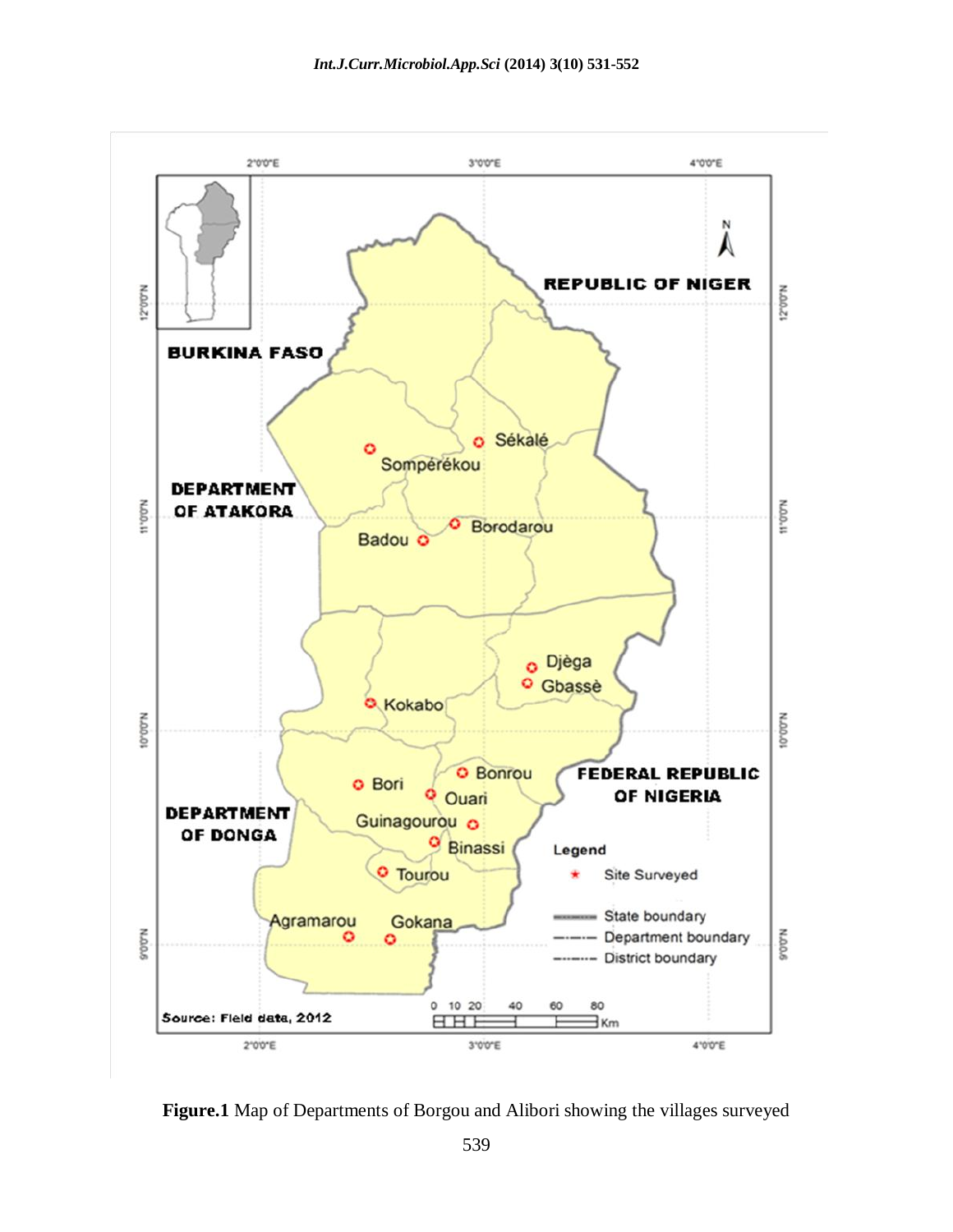**Figure.1** Map of Departments of Borgou and Alibori showing the villages surveyed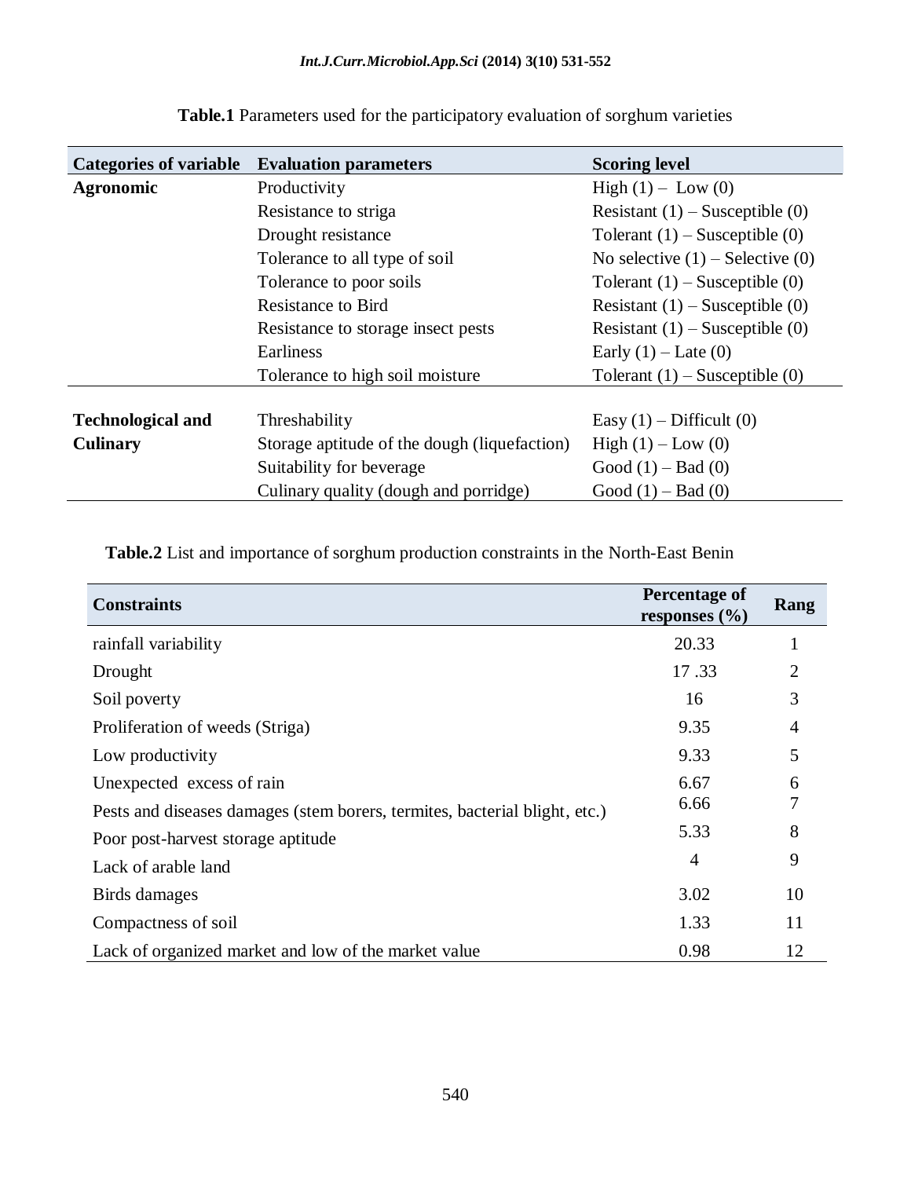**Table.1** Parameters used for the participatory evaluation of sorghum varieties

| Categories of variable | Evaluation parameters | Scoring level |
|---|---|---|
| **Agronomic** | Productivity | High (1) – Low (0) |
| | Resistance to striga | Resistant (1) – Susceptible (0) |
| | Drought resistance | Tolerant (1) – Susceptible (0) |
| | Tolerance to all type of soil | No selective (1) – Selective (0) |
| | Tolerance to poor soils | Tolerant (1) – Susceptible (0) |
| | Resistance to Bird | Resistant (1) – Susceptible (0) |
| | Resistance to storage insect pests | Resistant (1) – Susceptible (0) |
| | Earliness | Early (1) – Late (0) |
| | Tolerance to high soil moisture | Tolerant (1) – Susceptible (0) |
| **Technological and Culinary** | Threshability | Easy (1) – Difficult (0) |
| | Storage aptitude of the dough (liquefaction) | High (1) – Low (0) |
| | Suitability for beverage | Good (1) – Bad (0) |
| | Culinary quality (dough and porridge) | Good (1) – Bad (0) |

**Table.2** List and importance of sorghum production constraints in the North-East Benin

| Constraints | Percentage of responses (%) | Rang |
|---|---|---|
| rainfall variability | 20.33 | 1 |
| Drought | 17 .33 | 2 |
| Soil poverty | 16 | 3 |
| Proliferation of weeds (Striga) | 9.35 | 4 |
| Low productivity | 9.33 | 5 |
| Unexpected excess of rain | 6.67 | 6 |
| Pests and diseases damages (stem borers, termites, bacterial blight, etc.) | 6.66 | 7 |
| Poor post-harvest storage aptitude | 5.33 | 8 |
| Lack of arable land | 4 | 9 |
| Birds damages | 3.02 | 10 |
| Compactness of soil | 1.33 | 11 |
| Lack of organized market and low of the market value | 0.98 | 12 |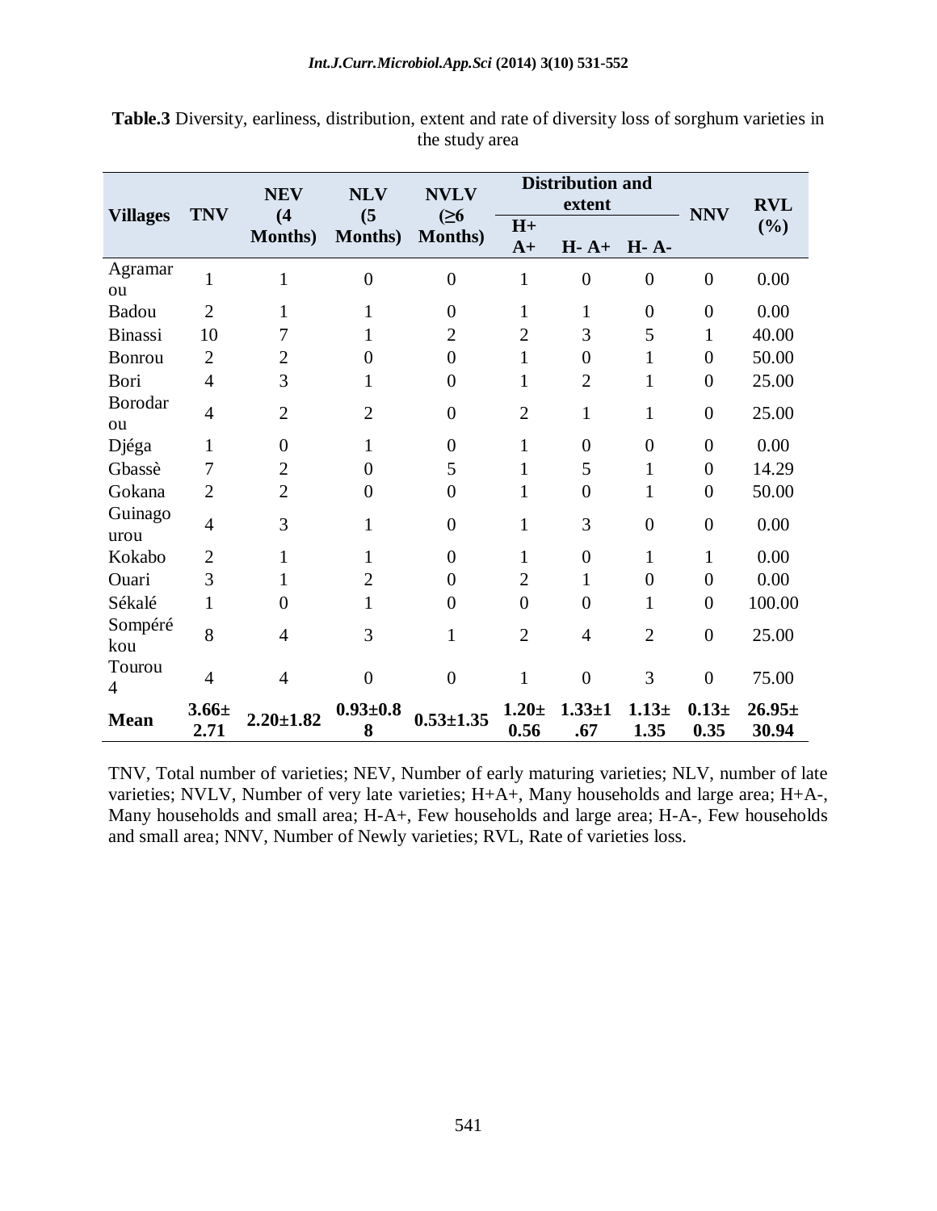**Table.3** Diversity, earliness, distribution, extent and rate of diversity loss of sorghum varieties in the study area

| Villages | TNV | NEV (4 Months) | NLV (5 Months) | NVLV (≥6 Months) | Distribution and extent | | | NNV | RVL (%) |
|---|---|---|---|---|---|---|---|---|---|
| | | | | | H+ A+ | H- A+ | H- A- | | |
| Agramarou | 1 | 1 | 0 | 0 | 1 | 0 | 0 | 0 | 0.00 |
| Badou | 2 | 1 | 1 | 0 | 1 | 1 | 0 | 0 | 0.00 |
| Binassi | 10 | 7 | 1 | 2 | 2 | 3 | 5 | 1 | 40.00 |
| Bonrou | 2 | 2 | 0 | 0 | 1 | 0 | 1 | 0 | 50.00 |
| Bori | 4 | 3 | 1 | 0 | 1 | 2 | 1 | 0 | 25.00 |
| Borodarou | 4 | 2 | 2 | 0 | 2 | 1 | 1 | 0 | 25.00 |
| Djéga | 1 | 0 | 1 | 0 | 1 | 0 | 0 | 0 | 0.00 |
| Gbassè | 7 | 2 | 0 | 5 | 1 | 5 | 1 | 0 | 14.29 |
| Gokana | 2 | 2 | 0 | 0 | 1 | 0 | 1 | 0 | 50.00 |
| Guinagourou | 4 | 3 | 1 | 0 | 1 | 3 | 0 | 0 | 0.00 |
| Kokabo | 2 | 1 | 1 | 0 | 1 | 0 | 1 | 1 | 0.00 |
| Ouari | 3 | 1 | 2 | 0 | 2 | 1 | 0 | 0 | 0.00 |
| Sékalé | 1 | 0 | 1 | 0 | 0 | 0 | 1 | 0 | 100.00 |
| Sompérékou | 8 | 4 | 3 | 1 | 2 | 4 | 2 | 0 | 25.00 |
| Tourou 4 | 4 | 4 | 0 | 0 | 1 | 0 | 3 | 0 | 75.00 |
| **Mean** | **3.66±2.71** | **2.20±1.82** | **0.93±0.88** | **0.53±1.35** | **1.20±0.56** | **1.33±1.67** | **1.13±1.35** | **0.13±0.35** | **26.95±30.94** |

TNV, Total number of varieties; NEV, Number of early maturing varieties; NLV, number of late varieties; NVLV, Number of very late varieties; H+A+, Many households and large area; H+A-, Many households and small area; H-A+, Few households and large area; H-A-, Few households and small area; NNV, Number of Newly varieties; RVL, Rate of varieties loss.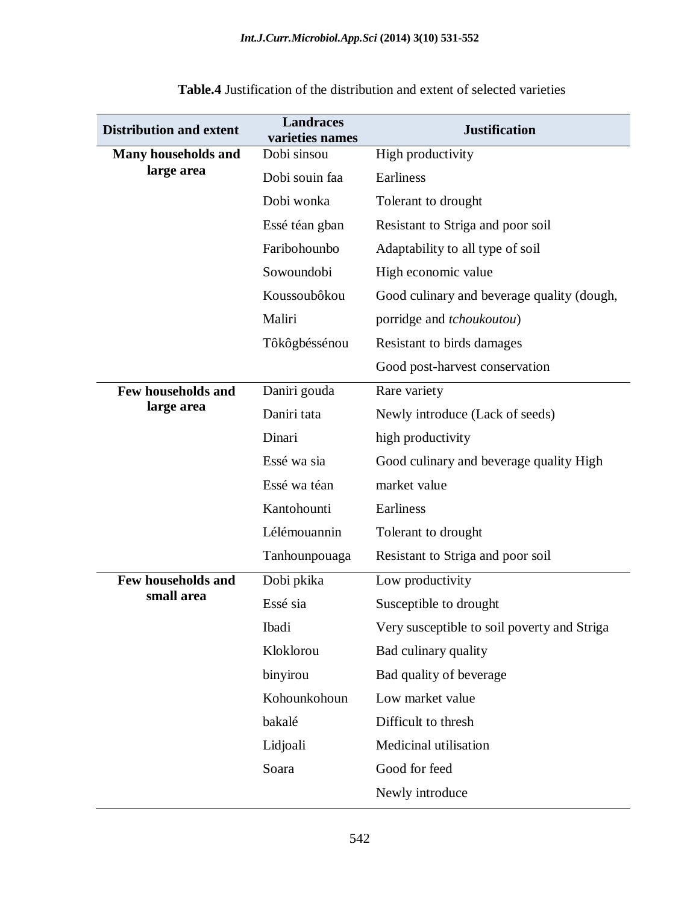**Table.4** Justification of the distribution and extent of selected varieties

| Distribution and extent | Landraces varieties names | Justification |
|---|---|---|
| **Many households and large area** | Dobi sinsou | High productivity |
| | Dobi souin faa | Earliness |
| | Dobi wonka | Tolerant to drought |
| | Essé téan gban | Resistant to Striga and poor soil |
| | Faribohounbo | Adaptability to all type of soil |
| | Sowoundobi | High economic value |
| | Koussoubôkou | Good culinary and beverage quality (dough, |
| | Maliri | porridge and *tchoukoutou*) |
| | Tôkôgbéssénou | Resistant to birds damages |
| | | Good post-harvest conservation |
| **Few households and large area** | Daniri gouda | Rare variety |
| | Daniri tata | Newly introduce (Lack of seeds) |
| | Dinari | high productivity |
| | Essé wa sia | Good culinary and beverage quality High |
| | Essé wa téan | market value |
| | Kantohounti | Earliness |
| | Lélémouannin | Tolerant to drought |
| | Tanhounpouaga | Resistant to Striga and poor soil |
| **Few households and small area** | Dobi pkika | Low productivity |
| | Essé sia | Susceptible to drought |
| | Ibadi | Very susceptible to soil poverty and Striga |
| | Kloklorou | Bad culinary quality |
| | binyirou | Bad quality of beverage |
| | Kohounkohoun | Low market value |
| | bakalé | Difficult to thresh |
| | Lidjoali | Medicinal utilisation |
| | Soara | Good for feed |
| | | Newly introduce |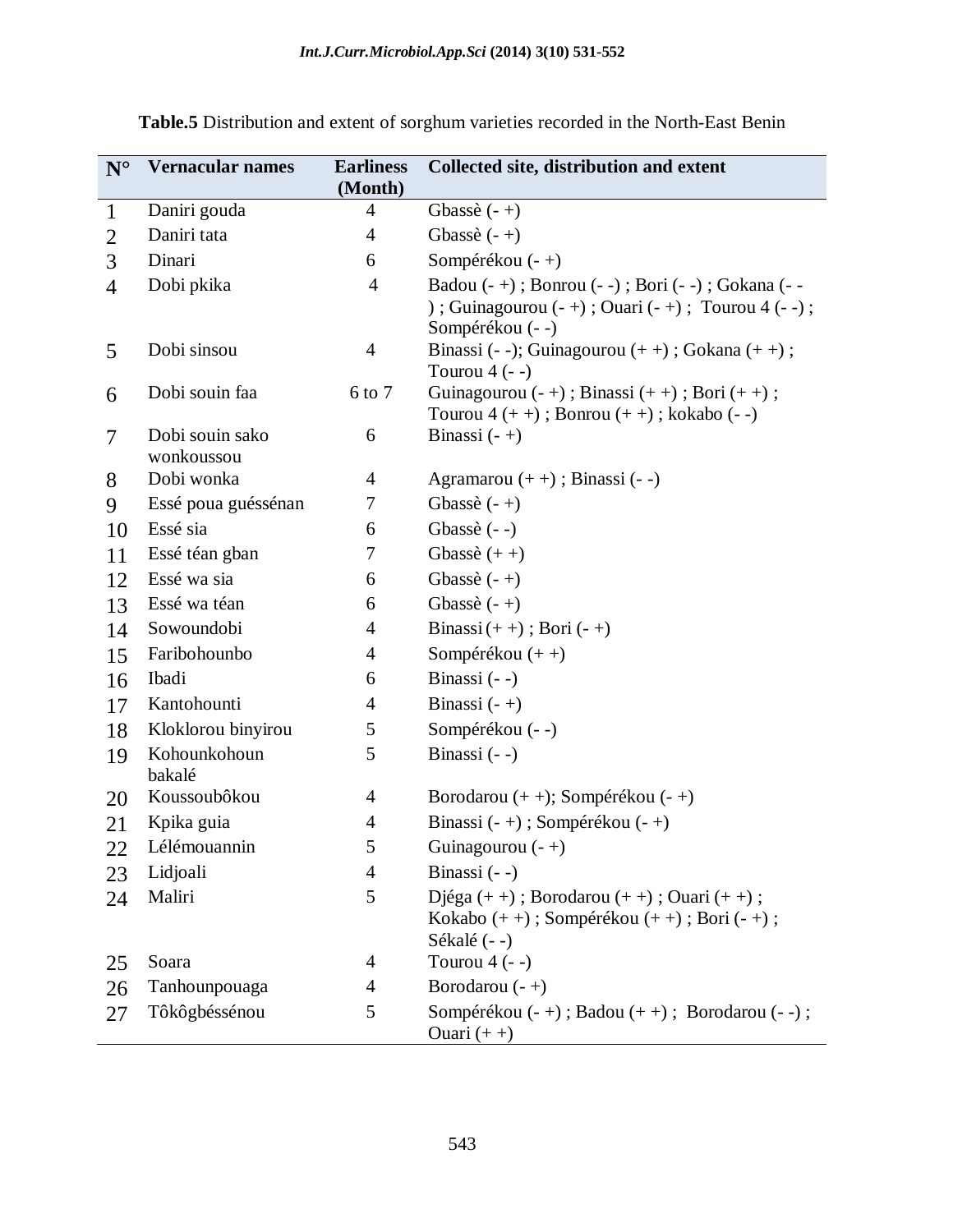**Table.5** Distribution and extent of sorghum varieties recorded in the North-East Benin

| N° | Vernacular names | Earliness (Month) | Collected site, distribution and extent |
|---|---|---|---|
| 1 | Daniri gouda | 4 | Gbassè (- +) |
| 2 | Daniri tata | 4 | Gbassè (- +) |
| 3 | Dinari | 6 | Sompérékou (- +) |
| 4 | Dobi pkika | 4 | Badou (- +) ; Bonrou (- -) ; Bori (- -) ; Gokana (- -) ; Guinagourou (- +) ; Ouari (- +) ; Tourou 4 (- -) ; Sompérékou (- -) |
| 5 | Dobi sinsou | 4 | Binassi (- -); Guinagourou (+ +) ; Gokana (+ +) ; Tourou 4 (- -) |
| 6 | Dobi souin faa | 6 to 7 | Guinagourou (- +) ; Binassi (+ +) ; Bori (+ +) ; Tourou 4 (+ +) ; Bonrou (+ +) ; kokabo (- -) |
| 7 | Dobi souin sako wonkoussou | 6 | Binassi (- +) |
| 8 | Dobi wonka | 4 | Agramarou (+ +) ; Binassi (- -) |
| 9 | Essé poua guéssénan | 7 | Gbassè (- +) |
| 10 | Essé sia | 6 | Gbassè (- -) |
| 11 | Essé téan gban | 7 | Gbassè (+ +) |
| 12 | Essé wa sia | 6 | Gbassè (- +) |
| 13 | Essé wa téan | 6 | Gbassè (- +) |
| 14 | Sowoundobi | 4 | Binassi (+ +) ; Bori (- +) |
| 15 | Faribohounbo | 4 | Sompérékou (+ +) |
| 16 | Ibadi | 6 | Binassi (- -) |
| 17 | Kantohounti | 4 | Binassi (- +) |
| 18 | Kloklorou binyirou | 5 | Sompérékou (- -) |
| 19 | Kohounkohoun bakalé | 5 | Binassi (- -) |
| 20 | Koussoubôkou | 4 | Borodarou (+ +); Sompérékou (- +) |
| 21 | Kpika guia | 4 | Binassi (- +) ; Sompérékou (- +) |
| 22 | Lélémouannin | 5 | Guinagourou (- +) |
| 23 | Lidjoali | 4 | Binassi (- -) |
| 24 | Maliri | 5 | Djéga (+ +) ; Borodarou (+ +) ; Ouari (+ +) ; Kokabo (+ +) ; Sompérékou (+ +) ; Bori (- +) ; Sékalé (- -) |
| 25 | Soara | 4 | Tourou 4 (- -) |
| 26 | Tanhounpouaga | 4 | Borodarou (- +) |
| 27 | Tôkôgbéssénou | 5 | Sompérékou (- +) ; Badou (+ +) ; Borodarou (- -) ; Ouari (+ +) |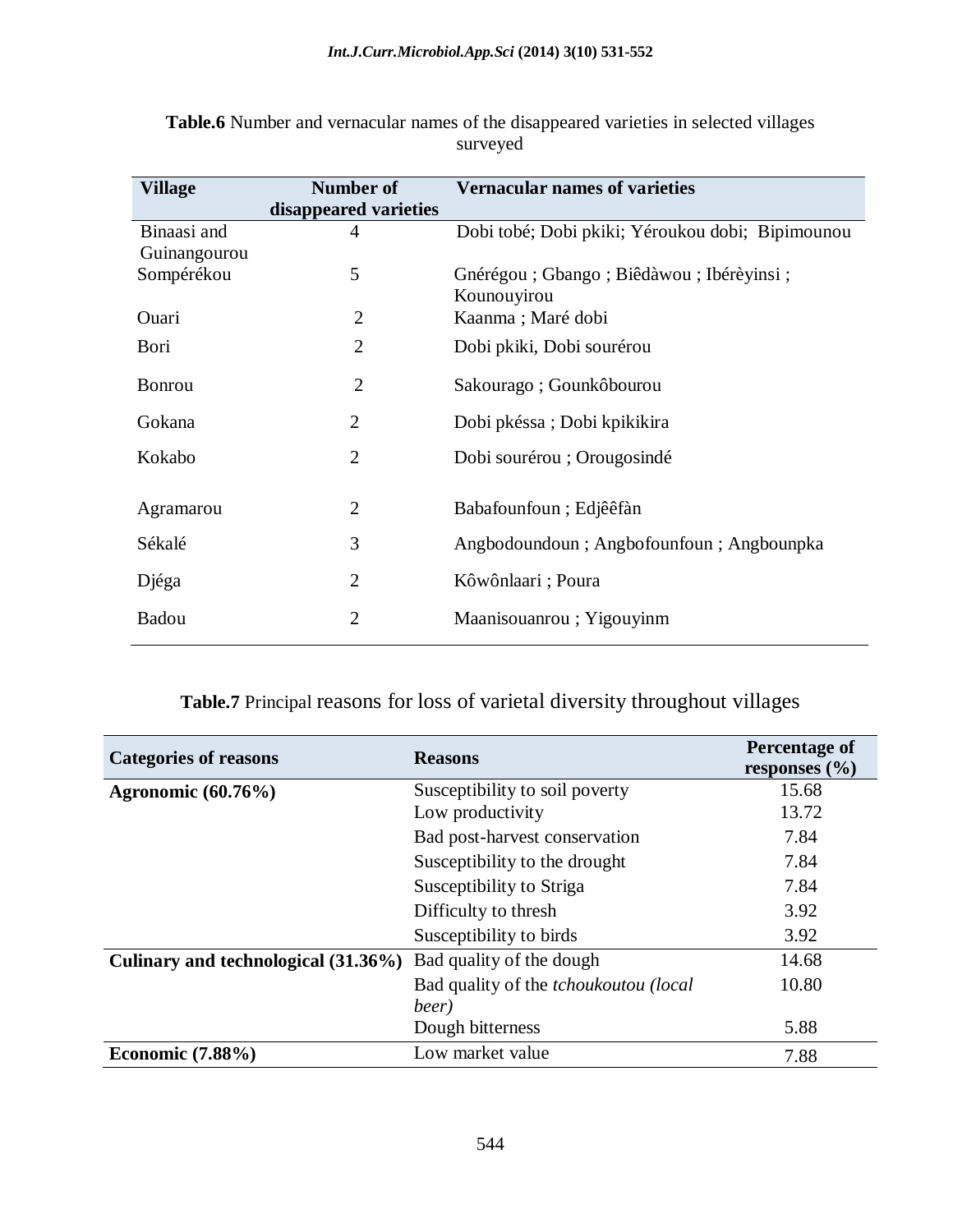**Table.6** Number and vernacular names of the disappeared varieties in selected villages surveyed

| Village | Number of disappeared varieties | Vernacular names of varieties |
|---|---|---|
| Binaasi and Guinangourou | 4 | Dobi tobé; Dobi pkiki; Yéroukou dobi; Bipimounou |
| Sompérékou | 5 | Gnérégou ; Gbango ; Biêdàwou ; Ibérèyinsi ; Kounouyirou |
| Ouari | 2 | Kaanma ; Maré dobi |
| Bori | 2 | Dobi pkiki, Dobi sourérou |
| Bonrou | 2 | Sakourago ; Gounkôbourou |
| Gokana | 2 | Dobi pkéssa ; Dobi kpikikira |
| Kokabo | 2 | Dobi sourérou ; Orougosindé |
| Agramarou | 2 | Babafounfoun ; Edjêêfàn |
| Sékalé | 3 | Angbodoundoun ; Angbofounfoun ; Angbounpka |
| Djéga | 2 | Kôwônlaari ; Poura |
| Badou | 2 | Maanisouanrou ; Yigouyinm |

**Table.7** Principal reasons for loss of varietal diversity throughout villages

| Categories of reasons | Reasons | Percentage of responses (%) |
|---|---|---|
| **Agronomic (60.76%)** | Susceptibility to soil poverty | 15.68 |
| | Low productivity | 13.72 |
| | Bad post-harvest conservation | 7.84 |
| | Susceptibility to the drought | 7.84 |
| | Susceptibility to Striga | 7.84 |
| | Difficulty to thresh | 3.92 |
| | Susceptibility to birds | 3.92 |
| **Culinary and technological (31.36%)** | Bad quality of the dough | 14.68 |
| | Bad quality of the *tchoukoutou (local beer)* | 10.80 |
| | Dough bitterness | 5.88 |
| **Economic (7.88%)** | Low market value | 7.88 |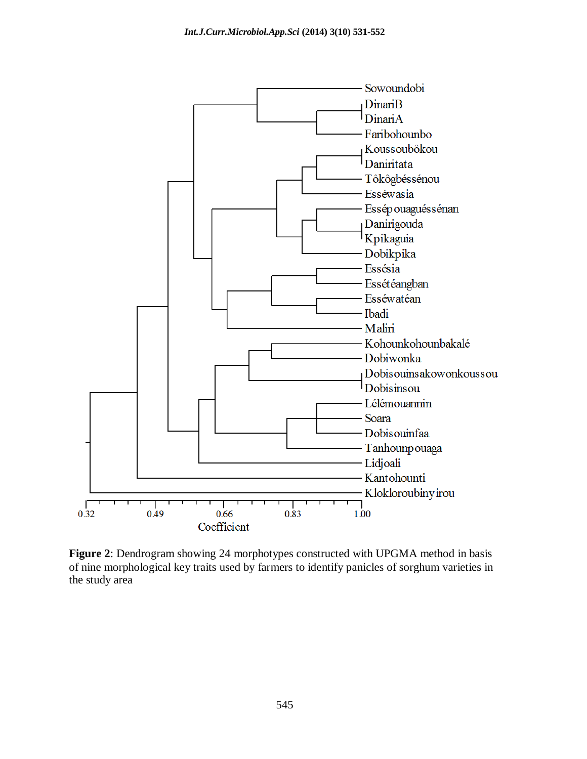Sowoundobi
DinariB
DinariA
Faribohounbo
Koussoubôkou
Daniritata
Tôkôgbéssénou
Esséwasia
Esséppouaguéssénan
Danirigouda
Kpikaguia
Dobikpika
Essésia
Esséteangban
Esséwatéan
Ibadi
Maliri
Kohounkohounbakalé
Dobiwonka
Dobisouinsakowonkoussou
Dobisinsou
Lélémouannin
Soara
Dobisouinfaa
Tanhounpouaga
Lidjoali
Kantohounti
Klokloroubinyirou

0.32 0.49 0.66 0.83 1.00

Coefficient

**Figure 2**: Dendrogram showing 24 morphotypes constructed with UPGMA method in basis of nine morphological key traits used by farmers to identify panicles of sorghum varieties in the study area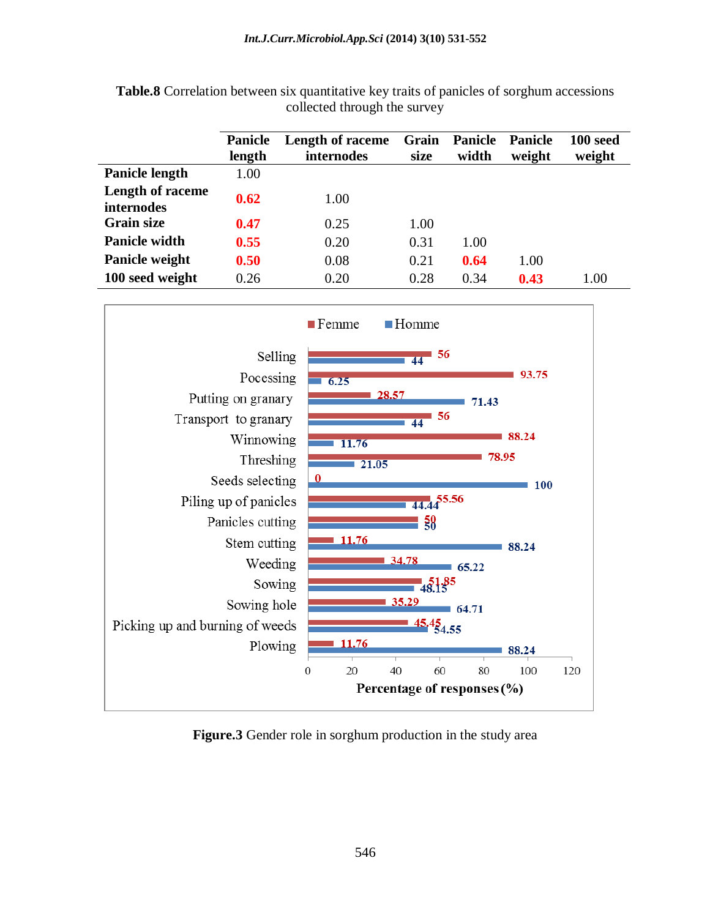**Table.8** Correlation between six quantitative key traits of panicles of sorghum accessions collected through the survey

| | Panicle length | Length of raceme internodes | Grain size | Panicle width | Panicle weight | 100 seed weight |
|---|---|---|---|---|---|---|
| **Panicle length** | 1.00 | | | | | |
| **Length of raceme internodes** | **0.62** | 1.00 | | | | |
| **Grain size** | **0.47** | 0.25 | 1.00 | | | |
| **Panicle width** | **0.55** | 0.20 | 0.31 | 1.00 | | |
| **Panicle weight** | **0.50** | 0.08 | 0.21 | **0.64** | 1.00 | |
| **100 seed weight** | 0.26 | 0.20 | 0.28 | 0.34 | **0.43** | 1.00 |

| Activity | Femme | Homme |
|---|---|---|
| Selling | 56 | 44 |
| Pocessing | 93.75 | 6.25 |
| Putting on granary | 28.57 | 71.43 |
| Transport to granary | 56 | 44 |
| Winnowing | 88.24 | 11.76 |
| Threshing | 78.95 | 21.05 |
| Seeds selecting | 0 | 100 |
| Piling up of panicles | 55.56 | 44.44 |
| Panicles cutting | 50 | 50 |
| Stem cutting | 11.76 | 88.24 |
| Weeding | 34.78 | 65.22 |
| Sowing | 51.85 | 48.15 |
| Sowing hole | 35.29 | 64.71 |
| Picking up and burning of weeds | 45.45 | 54.55 |
| Plowing | 11.76 | 88.24 |

Percentage of responses (%)

**Figure.3** Gender role in sorghum production in the study area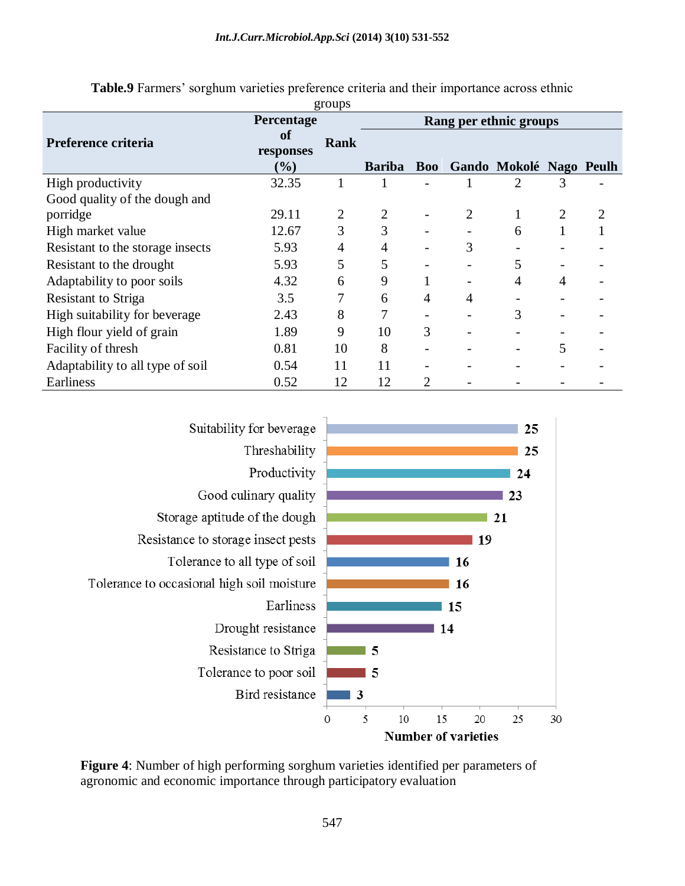**Table.9** Farmers' sorghum varieties preference criteria and their importance across ethnic groups

| Preference criteria | Percentage of responses (%) | Rank | Rang per ethnic groups | | | | | |
|---|---|---|---|---|---|---|---|---|
| | | | Bariba | Boo | Gando | Mokolé | Nago | Peulh |
| High productivity | 32.35 | 1 | 1 | - | 1 | 2 | 3 | - |
| Good quality of the dough and porridge | 29.11 | 2 | 2 | - | 2 | 1 | 2 | 2 |
| High market value | 12.67 | 3 | 3 | - | - | 6 | 1 | 1 |
| Resistant to the storage insects | 5.93 | 4 | 4 | - | 3 | - | - | - |
| Resistant to the drought | 5.93 | 5 | 5 | - | - | 5 | - | - |
| Adaptability to poor soils | 4.32 | 6 | 9 | 1 | - | 4 | 4 | - |
| Resistant to Striga | 3.5 | 7 | 6 | 4 | 4 | - | - | - |
| High suitability for beverage | 2.43 | 8 | 7 | - | - | 3 | - | - |
| High flour yield of grain | 1.89 | 9 | 10 | 3 | - | - | - | - |
| Facility of thresh | 0.81 | 10 | 8 | - | - | - | 5 | - |
| Adaptability to all type of soil | 0.54 | 11 | 11 | - | - | - | - | - |
| Earliness | 0.52 | 12 | 12 | 2 | - | - | - | - |

**Figure 4**: Number of high performing sorghum varieties identified per parameters of agronomic and economic importance through participatory evaluation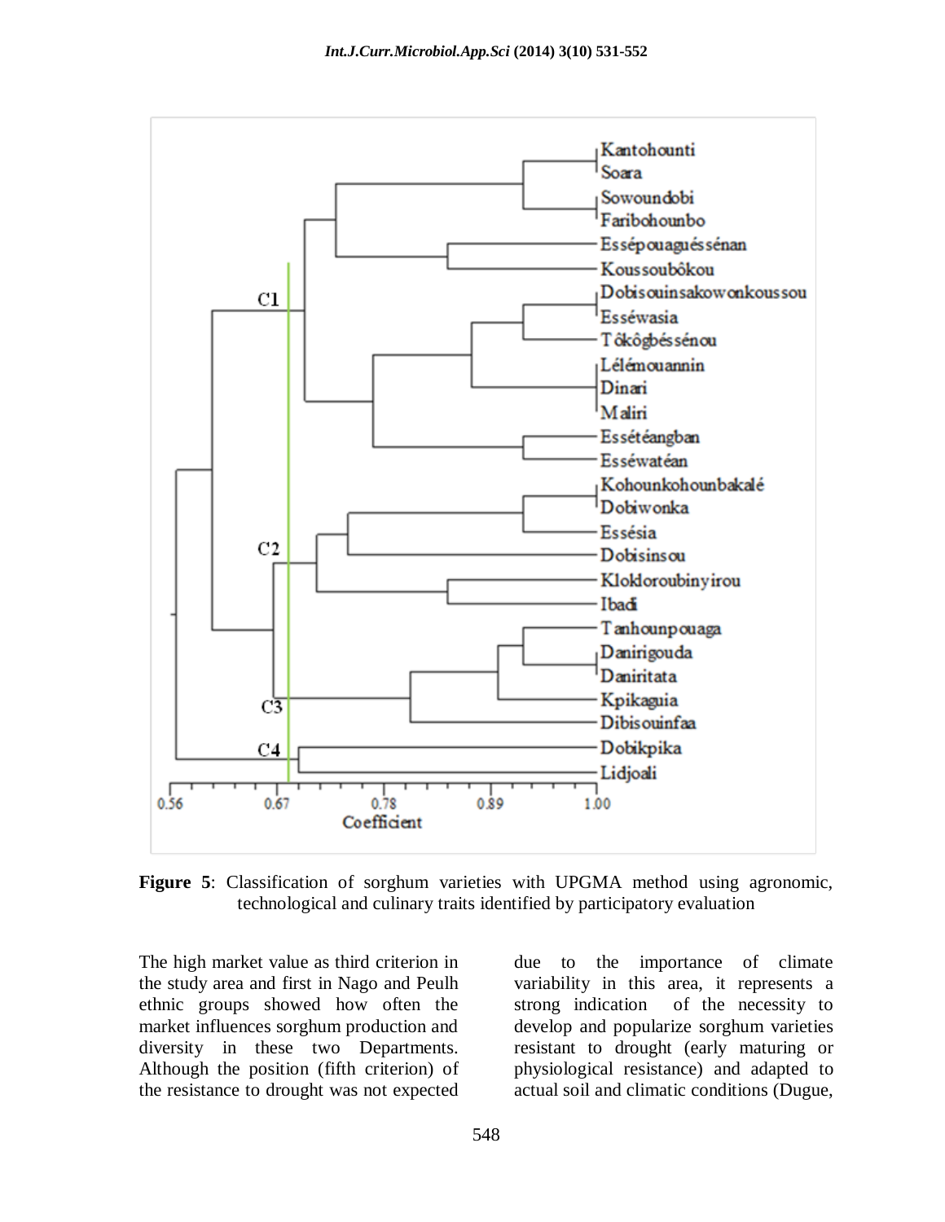**Figure 5**: Classification of sorghum varieties with UPGMA method using agronomic, technological and culinary traits identified by participatory evaluation

The high market value as third criterion in the study area and first in Nago and Peulh ethnic groups showed how often the market influences sorghum production and diversity in these two Departments. Although the position (fifth criterion) of the resistance to drought was not expected due to the importance of climate variability in this area, it represents a strong indication of the necessity to develop and popularize sorghum varieties resistant to drought (early maturing or physiological resistance) and adapted to actual soil and climatic conditions (Dugue,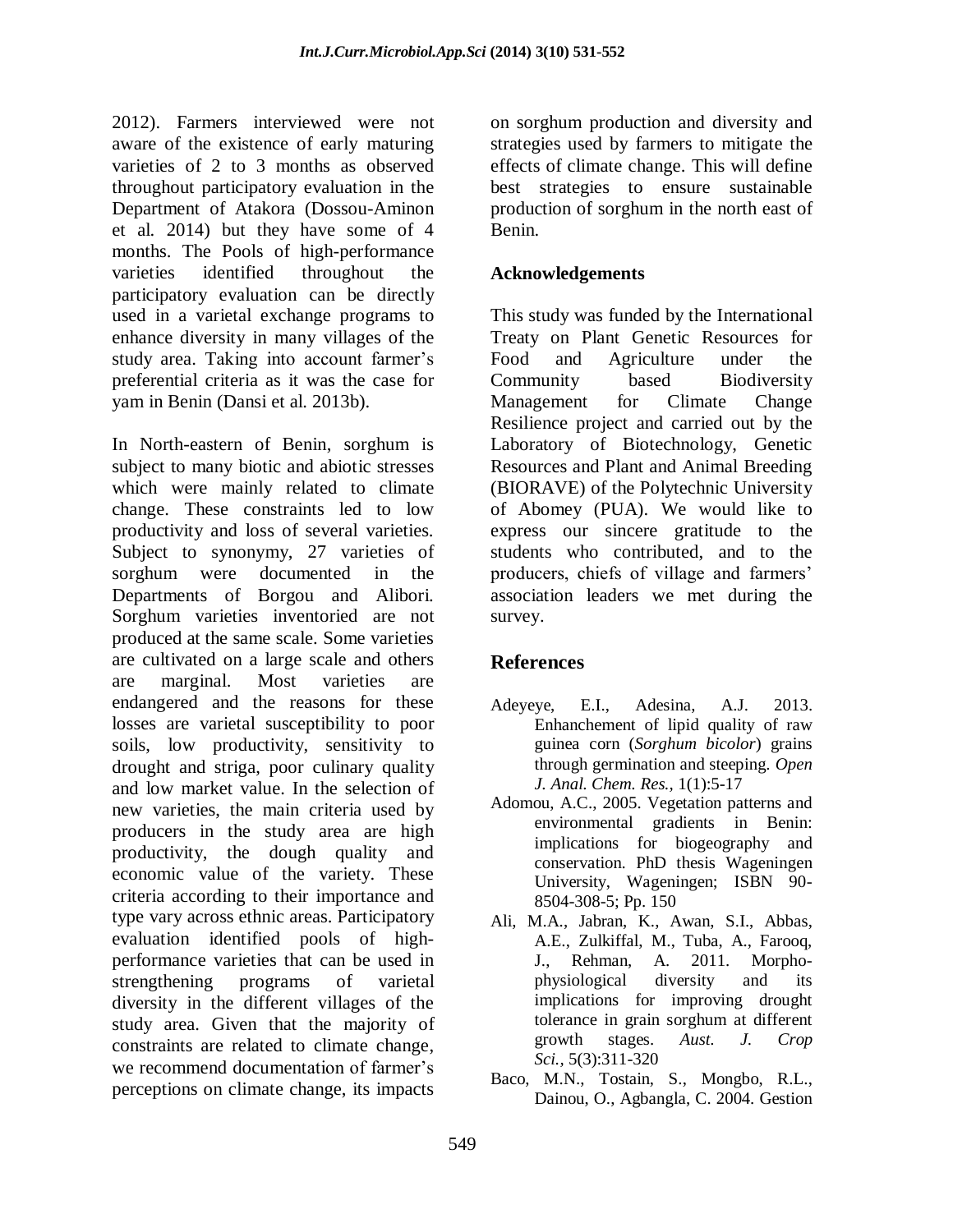2012). Farmers interviewed were not aware of the existence of early maturing varieties of 2 to 3 months as observed throughout participatory evaluation in the Department of Atakora (Dossou-Aminon et al. 2014) but they have some of 4 months. The Pools of high-performance varieties identified throughout the participatory evaluation can be directly used in a varietal exchange programs to enhance diversity in many villages of the study area. Taking into account farmer's preferential criteria as it was the case for yam in Benin (Dansi et al. 2013b).

In North-eastern of Benin, sorghum is subject to many biotic and abiotic stresses which were mainly related to climate change. These constraints led to low productivity and loss of several varieties. Subject to synonymy, 27 varieties of sorghum were documented in the Departments of Borgou and Alibori. Sorghum varieties inventoried are not produced at the same scale. Some varieties are cultivated on a large scale and others are marginal. Most varieties are endangered and the reasons for these losses are varietal susceptibility to poor soils, low productivity, sensitivity to drought and striga, poor culinary quality and low market value. In the selection of new varieties, the main criteria used by producers in the study area are high productivity, the dough quality and economic value of the variety. These criteria according to their importance and type vary across ethnic areas. Participatory evaluation identified pools of high-performance varieties that can be used in strengthening programs of varietal diversity in the different villages of the study area. Given that the majority of constraints are related to climate change, we recommend documentation of farmer's perceptions on climate change, its impacts on sorghum production and diversity and strategies used by farmers to mitigate the effects of climate change. This will define best strategies to ensure sustainable production of sorghum in the north east of Benin.

## Acknowledgements

This study was funded by the International Treaty on Plant Genetic Resources for Food and Agriculture under the Community based Biodiversity Management for Climate Change Resilience project and carried out by the Laboratory of Biotechnology, Genetic Resources and Plant and Animal Breeding (BIORAVE) of the Polytechnic University of Abomey (PUA). We would like to express our sincere gratitude to the students who contributed, and to the producers, chiefs of village and farmers' association leaders we met during the survey.

## References

Adeyeye, E.I., Adesina, A.J. 2013. Enhanchement of lipid quality of raw guinea corn (*Sorghum bicolor*) grains through germination and steeping. *Open J. Anal. Chem. Res.,* 1(1):5-17

Adomou, A.C., 2005. Vegetation patterns and environmental gradients in Benin: implications for biogeography and conservation. PhD thesis Wageningen University, Wageningen; ISBN 90-8504-308-5; Pp. 150

Ali, M.A., Jabran, K., Awan, S.I., Abbas, A.E., Zulkiffal, M., Tuba, A., Farooq, J., Rehman, A. 2011. Morpho-physiological diversity and its implications for improving drought tolerance in grain sorghum at different growth stages. *Aust. J. Crop Sci.,* 5(3):311-320

Baco, M.N., Tostain, S., Mongbo, R.L., Dainou, O., Agbangla, C. 2004. Gestion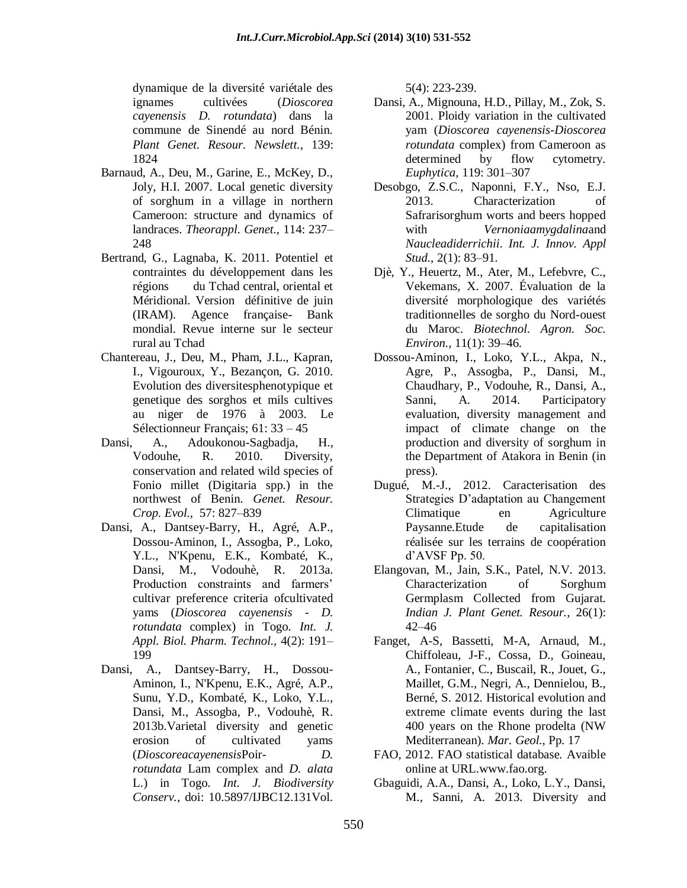dynamique de la diversité variétale des ignames cultivées (*Dioscorea cayenensis D. rotundata*) dans la commune de Sinendé au nord Bénin. *Plant Genet. Resour. Newslett.*, 139: 1824

Barnaud, A., Deu, M., Garine, E., McKey, D., Joly, H.I. 2007. Local genetic diversity of sorghum in a village in northern Cameroon: structure and dynamics of landraces. *Theorappl. Genet.,* 114: 237–248

Bertrand, G., Lagnaba, K. 2011. Potentiel et contraintes du développement dans les régions du Tchad central, oriental et Méridional. Version définitive de juin (IRAM). Agence française- Bank mondial. Revue interne sur le secteur rural au Tchad

Chantereau, J., Deu, M., Pham, J.L., Kapran, I., Vigouroux, Y., Bezançon, G. 2010. Evolution des diversitesphenotypique et genetique des sorghos et mils cultives au niger de 1976 à 2003. Le Sélectionneur Français; 61: 33 – 45

Dansi, A., Adoukonou-Sagbadja, H., Vodouhe, R. 2010. Diversity, conservation and related wild species of Fonio millet (Digitaria spp.) in the northwest of Benin. *Genet. Resour. Crop. Evol.,* 57: 827–839

Dansi, A., Dantsey-Barry, H., Agré, A.P., Dossou-Aminon, I., Assogba, P., Loko, Y.L., N'Kpenu, E.K., Kombaté, K., Dansi, M., Vodouhè, R. 2013a. Production constraints and farmers' cultivar preference criteria ofcultivated yams (*Dioscorea cayenensis - D. rotundata* complex) in Togo. *Int. J. Appl. Biol. Pharm. Technol.,* 4(2): 191–199

Dansi, A., Dantsey-Barry, H., Dossou-Aminon, I., N'Kpenu, E.K., Agré, A.P., Sunu, Y.D., Kombaté, K., Loko, Y.L., Dansi, M., Assogba, P., Vodouhè, R. 2013b.Varietal diversity and genetic erosion of cultivated yams (*Dioscoreacayenensis*Poir- *D. rotundata* Lam complex and *D. alata* L.) in Togo. *Int. J. Biodiversity Conserv.,* doi: 10.5897/IJBC12.131Vol. 5(4): 223-239.

Dansi, A., Mignouna, H.D., Pillay, M., Zok, S. 2001. Ploidy variation in the cultivated yam (*Dioscorea cayenensis-Dioscorea rotundata* complex) from Cameroon as determined by flow cytometry. *Euphytica,* 119: 301–307

Desobgo, Z.S.C., Naponni, F.Y., Nso, E.J. 2013. Characterization of Safrarisorghum worts and beers hopped with *Vernoniaamygdalina*and *Naucleadiderrichii*. *Int. J. Innov. Appl Stud.,* 2(1): 83–91.

Djè, Y., Heuertz, M., Ater, M., Lefebvre, C., Vekemans, X. 2007. Évaluation de la diversité morphologique des variétés traditionnelles de sorgho du Nord-ouest du Maroc. *Biotechnol. Agron. Soc. Environ.,* 11(1): 39–46.

Dossou-Aminon, I., Loko, Y.L., Akpa, N., Agre, P., Assogba, P., Dansi, M., Chaudhary, P., Vodouhe, R., Dansi, A., Sanni, A. 2014. Participatory evaluation, diversity management and impact of climate change on the production and diversity of sorghum in the Department of Atakora in Benin (in press).

Dugué, M.-J., 2012. Caracterisation des Strategies D'adaptation au Changement Climatique en Agriculture Paysanne.Etude de capitalisation réalisée sur les terrains de coopération d'AVSF Pp. 50.

Elangovan, M., Jain, S.K., Patel, N.V. 2013. Characterization of Sorghum Germplasm Collected from Gujarat. *Indian J. Plant Genet. Resour.,* 26(1): 42–46

Fanget, A-S, Bassetti, M-A, Arnaud, M., Chiffoleau, J-F., Cossa, D., Goineau, A., Fontanier, C., Buscail, R., Jouet, G., Maillet, G.M., Negri, A., Dennielou, B., Berné, S. 2012. Historical evolution and extreme climate events during the last 400 years on the Rhone prodelta (NW Mediterranean). *Mar. Geol.,* Pp. 17

FAO, 2012. FAO statistical database. Avaible online at URL.www.fao.org.

Gbaguidi, A.A., Dansi, A., Loko, L.Y., Dansi, M., Sanni, A. 2013. Diversity and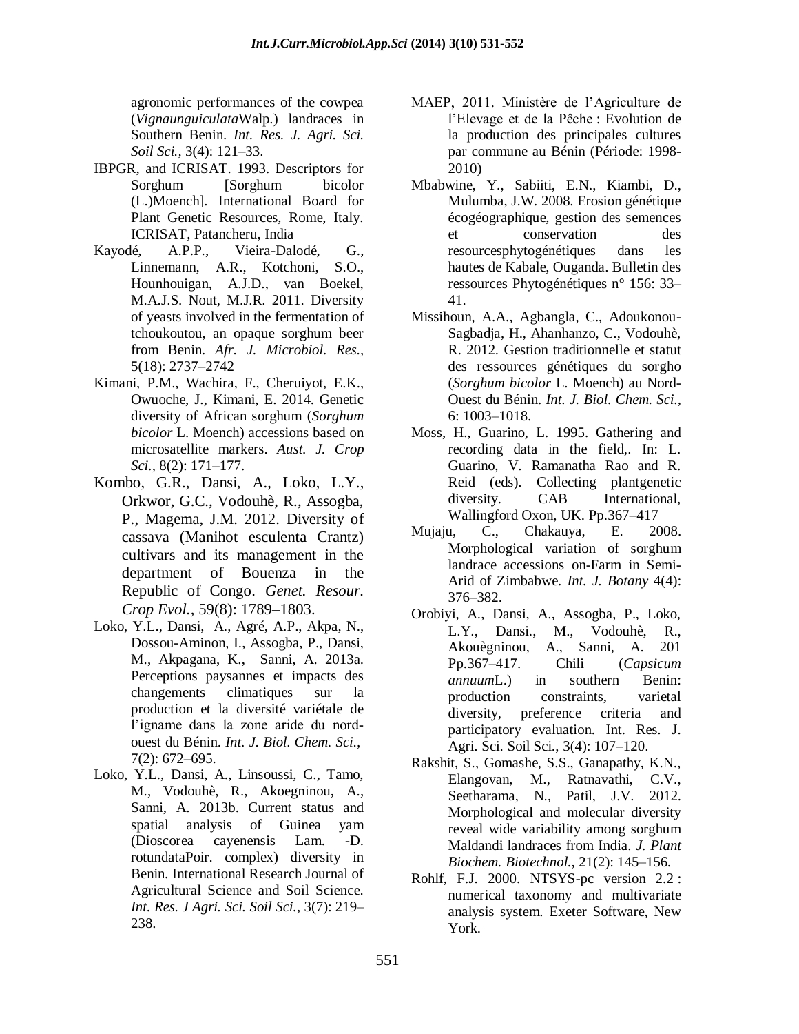agronomic performances of the cowpea (*VignaunguiculataWalp.*) landraces in Southern Benin. *Int. Res. J. Agri. Sci. Soil Sci.*, 3(4): 121–33.

IBPGR, and ICRISAT. 1993. Descriptors for Sorghum [Sorghum bicolor (L.)Moench]. International Board for Plant Genetic Resources, Rome, Italy. ICRISAT, Patancheru, India

Kayodé, A.P.P., Vieira-Dalodé, G., Linnemann, A.R., Kotchoni, S.O., Hounhouigan, A.J.D., van Boekel, M.A.J.S. Nout, M.J.R. 2011. Diversity of yeasts involved in the fermentation of tchoukoutou, an opaque sorghum beer from Benin. *Afr. J. Microbiol. Res.*, 5(18): 2737–2742

Kimani, P.M., Wachira, F., Cheruiyot, E.K., Owuoche, J., Kimani, E. 2014. Genetic diversity of African sorghum (*Sorghum bicolor* L. Moench) accessions based on microsatellite markers. *Aust. J. Crop Sci.*, 8(2): 171–177.

Kombo, G.R., Dansi, A., Loko, L.Y., Orkwor, G.C., Vodouhè, R., Assogba, P., Magema, J.M. 2012. Diversity of cassava (Manihot esculenta Crantz) cultivars and its management in the department of Bouenza in the Republic of Congo. *Genet. Resour. Crop Evol.*, 59(8): 1789–1803.

Loko, Y.L., Dansi, A., Agré, A.P., Akpa, N., Dossou-Aminon, I., Assogba, P., Dansi, M., Akpagana, K., Sanni, A. 2013a. Perceptions paysannes et impacts des changements climatiques sur la production et la diversité variétale de l'igname dans la zone aride du nord-ouest du Bénin. *Int. J. Biol. Chem. Sci.*, 7(2): 672–695.

Loko, Y.L., Dansi, A., Linsoussi, C., Tamo, M., Vodouhè, R., Akoegninou, A., Sanni, A. 2013b. Current status and spatial analysis of Guinea yam (Dioscorea cayenensis Lam. -D. rotundataPoir. complex) diversity in Benin. International Research Journal of Agricultural Science and Soil Science. *Int. Res. J Agri. Sci. Soil Sci.*, 3(7): 219–238.

MAEP, 2011. Ministère de l'Agriculture de l'Elevage et de la Pêche : Evolution de la production des principales cultures par commune au Bénin (Période: 1998-2010)

Mbabwine, Y., Sabiiti, E.N., Kiambi, D., Mulumba, J.W. 2008. Erosion génétique écogéographique, gestion des semences et conservation des resourcesphytogénétiques dans les hautes de Kabale, Ouganda. Bulletin des ressources Phytogénétiques n° 156: 33–41.

Missihoun, A.A., Agbangla, C., Adoukonou-Sagbadja, H., Ahanhanzo, C., Vodouhè, R. 2012. Gestion traditionnelle et statut des ressources génétiques du sorgho (*Sorghum bicolor* L. Moench) au Nord-Ouest du Bénin. *Int. J. Biol. Chem. Sci.*, 6: 1003–1018.

Moss, H., Guarino, L. 1995. Gathering and recording data in the field,. In: L. Guarino, V. Ramanatha Rao and R. Reid (eds). Collecting plantgenetic diversity. CAB International, Wallingford Oxon, UK. Pp.367–417

Mujaju, C., Chakauya, E. 2008. Morphological variation of sorghum landrace accessions on-Farm in Semi-Arid of Zimbabwe. *Int. J. Botany* 4(4): 376–382.

Orobiyi, A., Dansi, A., Assogba, P., Loko, L.Y., Dansi., M., Vodouhè, R., Akouègninou, A., Sanni, A. 201 Pp.367–417. Chili (*Capsicum annuum*L.) in southern Benin: production constraints, varietal diversity, preference criteria and participatory evaluation. Int. Res. J. Agri. Sci. Soil Sci., 3(4): 107–120.

Rakshit, S., Gomashe, S.S., Ganapathy, K.N., Elangovan, M., Ratnavathi, C.V., Seetharama, N., Patil, J.V. 2012. Morphological and molecular diversity reveal wide variability among sorghum Maldandi landraces from India. *J. Plant Biochem. Biotechnol.*, 21(2): 145–156.

Rohlf, F.J. 2000. NTSYS-pc version 2.2 : numerical taxonomy and multivariate analysis system. Exeter Software, New York.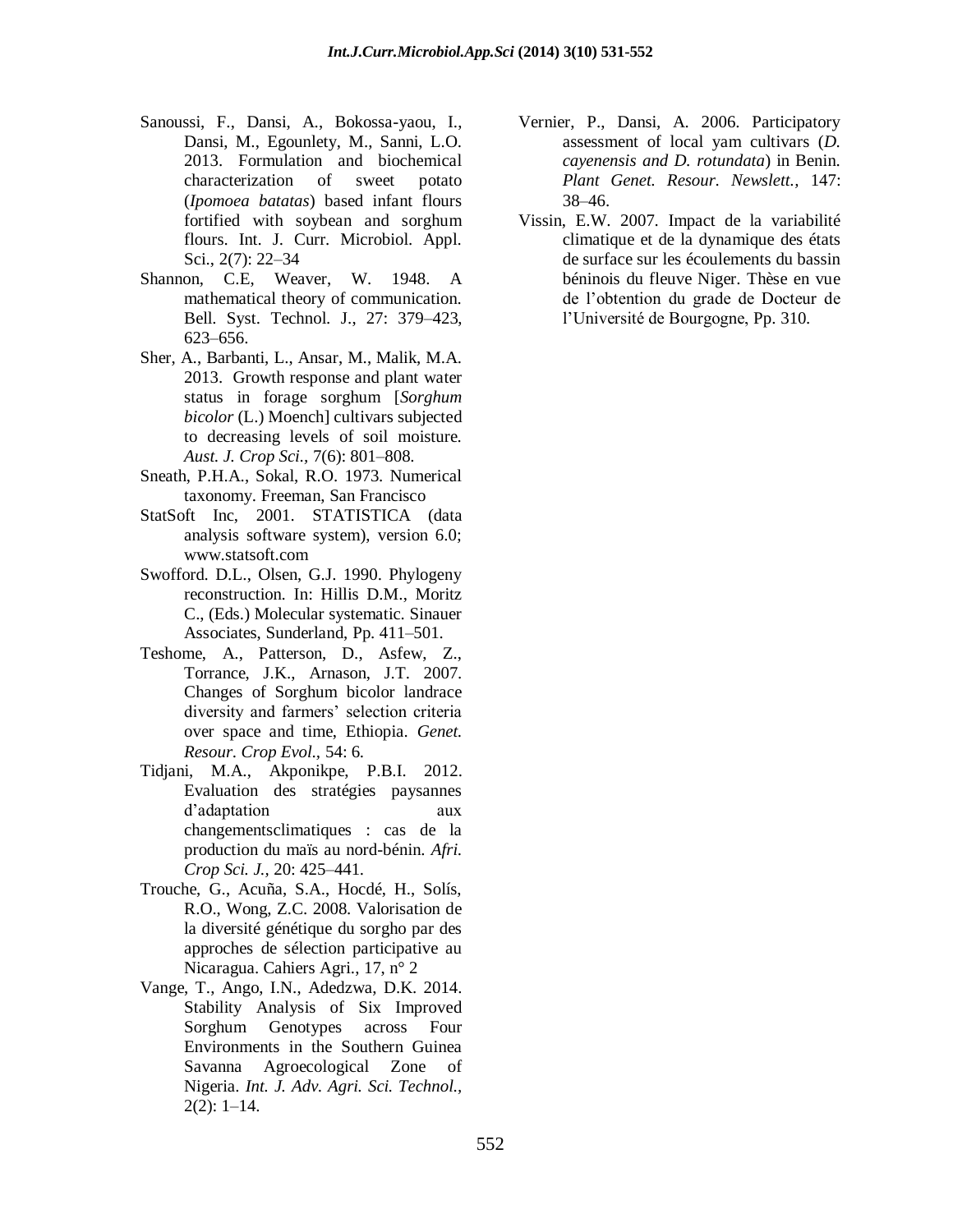Sanoussi, F., Dansi, A., Bokossa-yaou, I., Dansi, M., Egounlety, M., Sanni, L.O. 2013. Formulation and biochemical characterization of sweet potato (*Ipomoea batatas*) based infant flours fortified with soybean and sorghum flours. Int. J. Curr. Microbiol. Appl. Sci., 2(7): 22–34

Shannon, C.E, Weaver, W. 1948. A mathematical theory of communication. Bell. Syst. Technol. J., 27: 379–423, 623–656.

Sher, A., Barbanti, L., Ansar, M., Malik, M.A. 2013. Growth response and plant water status in forage sorghum [*Sorghum bicolor* (L.) Moench] cultivars subjected to decreasing levels of soil moisture. *Aust. J. Crop Sci.*, 7(6): 801–808.

Sneath, P.H.A., Sokal, R.O. 1973. Numerical taxonomy. Freeman, San Francisco

StatSoft Inc, 2001. STATISTICA (data analysis software system), version 6.0; www.statsoft.com

Swofford. D.L., Olsen, G.J. 1990. Phylogeny reconstruction. In: Hillis D.M., Moritz C., (Eds.) Molecular systematic. Sinauer Associates, Sunderland, Pp. 411–501.

Teshome, A., Patterson, D., Asfew, Z., Torrance, J.K., Arnason, J.T. 2007. Changes of Sorghum bicolor landrace diversity and farmers' selection criteria over space and time, Ethiopia. *Genet. Resour. Crop Evol.,* 54: 6.

Tidjani, M.A., Akponikpe, P.B.I. 2012. Evaluation des stratégies paysannes d'adaptation aux changementsclimatiques : cas de la production du maïs au nord-bénin. *Afri. Crop Sci. J.*, 20: 425–441.

Trouche, G., Acuña, S.A., Hocdé, H., Solís, R.O., Wong, Z.C. 2008. Valorisation de la diversité génétique du sorgho par des approches de sélection participative au Nicaragua. Cahiers Agri., 17, n° 2

Vange, T., Ango, I.N., Adedzwa, D.K. 2014. Stability Analysis of Six Improved Sorghum Genotypes across Four Environments in the Southern Guinea Savanna Agroecological Zone of Nigeria. *Int. J. Adv. Agri. Sci. Technol.,* 2(2): 1–14.

Vernier, P., Dansi, A. 2006. Participatory assessment of local yam cultivars (*D. cayenensis and D. rotundata*) in Benin. *Plant Genet. Resour. Newslett.,* 147: 38–46.

Vissin, E.W. 2007. Impact de la variabilité climatique et de la dynamique des états de surface sur les écoulements du bassin béninois du fleuve Niger. Thèse en vue de l'obtention du grade de Docteur de l'Université de Bourgogne, Pp. 310.